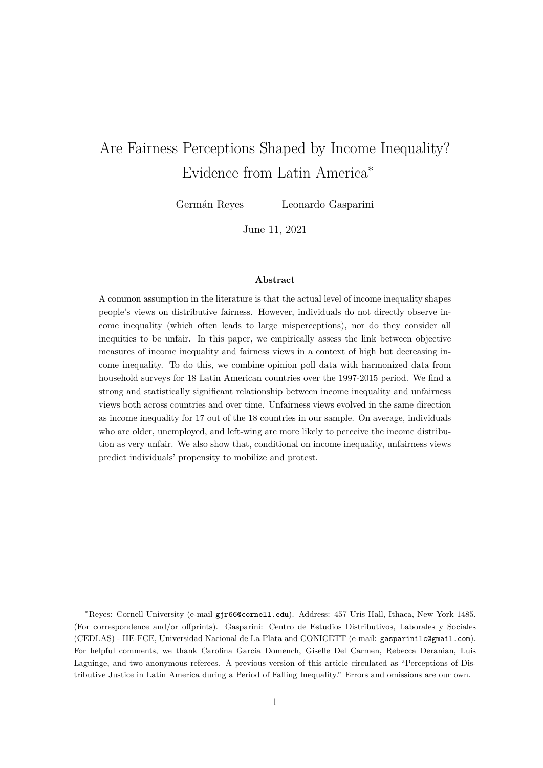# Are Fairness Perceptions Shaped by Income Inequality? Evidence from Latin America*

Germán Reyes  Leonardo Gasparini

June 11, 2021

### Abstract

A common assumption in the literature is that the actual level of income inequality shapes people's views on distributive fairness. However, individuals do not directly observe income inequality (which often leads to large misperceptions), nor do they consider all inequities to be unfair. In this paper, we empirically assess the link between objective measures of income inequality and fairness views in a context of high but decreasing income inequality. To do this, we combine opinion poll data with harmonized data from household surveys for 18 Latin American countries over the 1997-2015 period. We find a strong and statistically significant relationship between income inequality and unfairness views both across countries and over time. Unfairness views evolved in the same direction as income inequality for 17 out of the 18 countries in our sample. On average, individuals who are older, unemployed, and left-wing are more likely to perceive the income distribution as very unfair. We also show that, conditional on income inequality, unfairness views predict individuals' propensity to mobilize and protest.

---

*Reyes: Cornell University (e-mail gjr66@cornell.edu). Address: 457 Uris Hall, Ithaca, New York 1485. (For correspondence and/or offprints). Gasparini: Centro de Estudios Distributivos, Laborales y Sociales (CEDLAS) - IIE-FCE, Universidad Nacional de La Plata and CONICETT (e-mail: gasparinilc@gmail.com). For helpful comments, we thank Carolina García Domench, Giselle Del Carmen, Rebecca Deranian, Luis Laguinge, and two anonymous referees. A previous version of this article circulated as "Perceptions of Distributive Justice in Latin America during a Period of Falling Inequality." Errors and omissions are our own.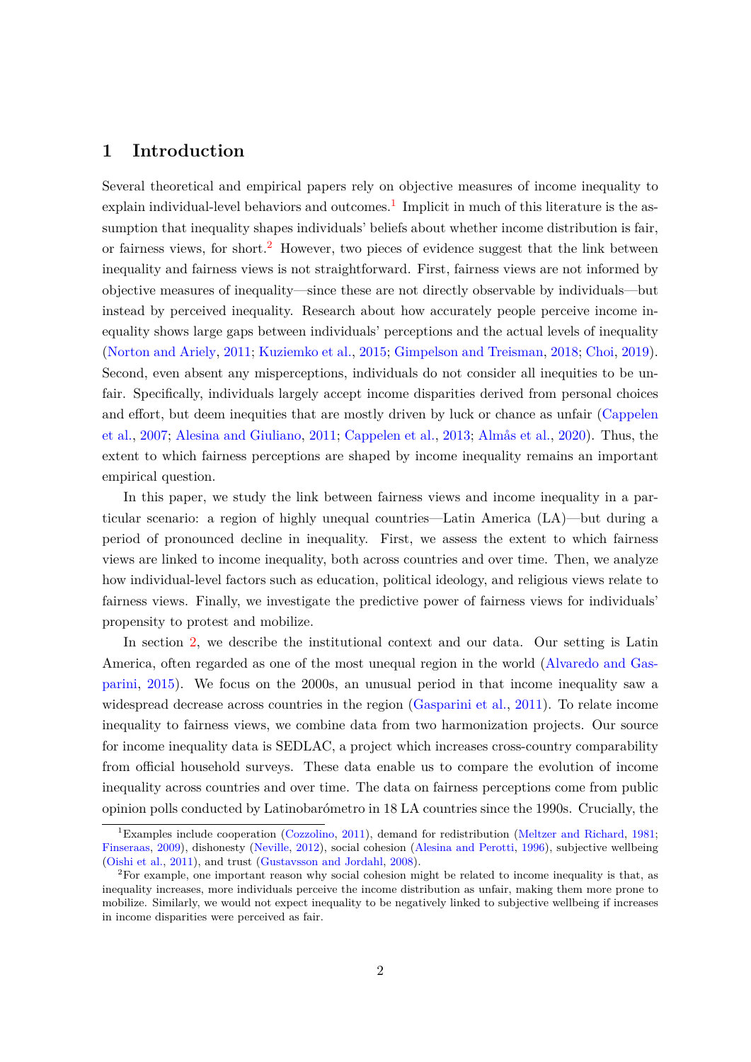## 1 Introduction

Several theoretical and empirical papers rely on objective measures of income inequality to explain individual-level behaviors and outcomes.[1] Implicit in much of this literature is the assumption that inequality shapes individuals' beliefs about whether income distribution is fair, or fairness views, for short.[2] However, two pieces of evidence suggest that the link between inequality and fairness views is not straightforward. First, fairness views are not informed by objective measures of inequality—since these are not directly observable by individuals—but instead by perceived inequality. Research about how accurately people perceive income inequality shows large gaps between individuals' perceptions and the actual levels of inequality (Norton and Ariely, 2011; Kuziemko et al., 2015; Gimpelson and Treisman, 2018; Choi, 2019). Second, even absent any misperceptions, individuals do not consider all inequities to be unfair. Specifically, individuals largely accept income disparities derived from personal choices and effort, but deem inequities that are mostly driven by luck or chance as unfair (Cappelen et al., 2007; Alesina and Giuliano, 2011; Cappelen et al., 2013; Almås et al., 2020). Thus, the extent to which fairness perceptions are shaped by income inequality remains an important empirical question.

In this paper, we study the link between fairness views and income inequality in a particular scenario: a region of highly unequal countries—Latin America (LA)—but during a period of pronounced decline in inequality. First, we assess the extent to which fairness views are linked to income inequality, both across countries and over time. Then, we analyze how individual-level factors such as education, political ideology, and religious views relate to fairness views. Finally, we investigate the predictive power of fairness views for individuals' propensity to protest and mobilize.

In section 2, we describe the institutional context and our data. Our setting is Latin America, often regarded as one of the most unequal region in the world (Alvaredo and Gasparini, 2015). We focus on the 2000s, an unusual period in that income inequality saw a widespread decrease across countries in the region (Gasparini et al., 2011). To relate income inequality to fairness views, we combine data from two harmonization projects. Our source for income inequality data is SEDLAC, a project which increases cross-country comparability from official household surveys. These data enable us to compare the evolution of income inequality across countries and over time. The data on fairness perceptions come from public opinion polls conducted by Latinobarómetro in 18 LA countries since the 1990s. Crucially, the

[1] Examples include cooperation (Cozzolino, 2011), demand for redistribution (Meltzer and Richard, 1981; Finseraas, 2009), dishonesty (Neville, 2012), social cohesion (Alesina and Perotti, 1996), subjective wellbeing (Oishi et al., 2011), and trust (Gustavsson and Jordahl, 2008).

[2] For example, one important reason why social cohesion might be related to income inequality is that, as inequality increases, more individuals perceive the income distribution as unfair, making them more prone to mobilize. Similarly, we would not expect inequality to be negatively linked to subjective wellbeing if increases in income disparities were perceived as fair.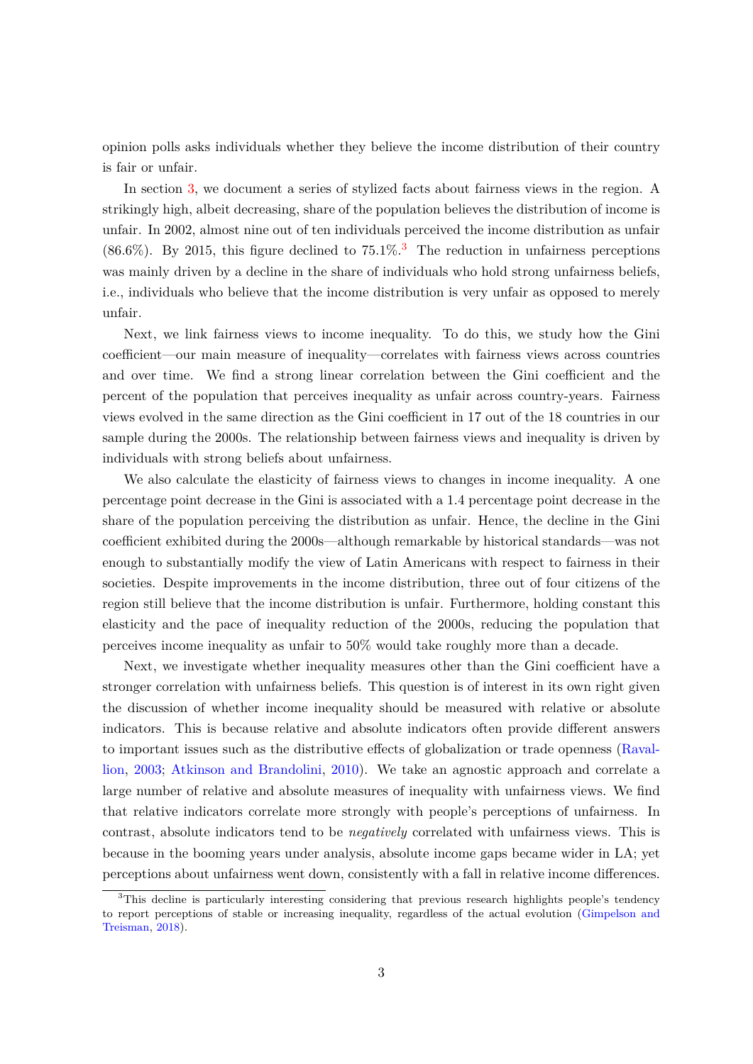opinion polls asks individuals whether they believe the income distribution of their country is fair or unfair.

In section 3, we document a series of stylized facts about fairness views in the region. A strikingly high, albeit decreasing, share of the population believes the distribution of income is unfair. In 2002, almost nine out of ten individuals perceived the income distribution as unfair (86.6%). By 2015, this figure declined to 75.1%.[3] The reduction in unfairness perceptions was mainly driven by a decline in the share of individuals who hold strong unfairness beliefs, i.e., individuals who believe that the income distribution is very unfair as opposed to merely unfair.

Next, we link fairness views to income inequality. To do this, we study how the Gini coefficient—our main measure of inequality—correlates with fairness views across countries and over time. We find a strong linear correlation between the Gini coefficient and the percent of the population that perceives inequality as unfair across country-years. Fairness views evolved in the same direction as the Gini coefficient in 17 out of the 18 countries in our sample during the 2000s. The relationship between fairness views and inequality is driven by individuals with strong beliefs about unfairness.

We also calculate the elasticity of fairness views to changes in income inequality. A one percentage point decrease in the Gini is associated with a 1.4 percentage point decrease in the share of the population perceiving the distribution as unfair. Hence, the decline in the Gini coefficient exhibited during the 2000s—although remarkable by historical standards—was not enough to substantially modify the view of Latin Americans with respect to fairness in their societies. Despite improvements in the income distribution, three out of four citizens of the region still believe that the income distribution is unfair. Furthermore, holding constant this elasticity and the pace of inequality reduction of the 2000s, reducing the population that perceives income inequality as unfair to 50% would take roughly more than a decade.

Next, we investigate whether inequality measures other than the Gini coefficient have a stronger correlation with unfairness beliefs. This question is of interest in its own right given the discussion of whether income inequality should be measured with relative or absolute indicators. This is because relative and absolute indicators often provide different answers to important issues such as the distributive effects of globalization or trade openness (Ravallion, 2003; Atkinson and Brandolini, 2010). We take an agnostic approach and correlate a large number of relative and absolute measures of inequality with unfairness views. We find that relative indicators correlate more strongly with people's perceptions of unfairness. In contrast, absolute indicators tend to be *negatively* correlated with unfairness views. This is because in the booming years under analysis, absolute income gaps became wider in LA; yet perceptions about unfairness went down, consistently with a fall in relative income differences.

[3] This decline is particularly interesting considering that previous research highlights people's tendency to report perceptions of stable or increasing inequality, regardless of the actual evolution (Gimpelson and Treisman, 2018).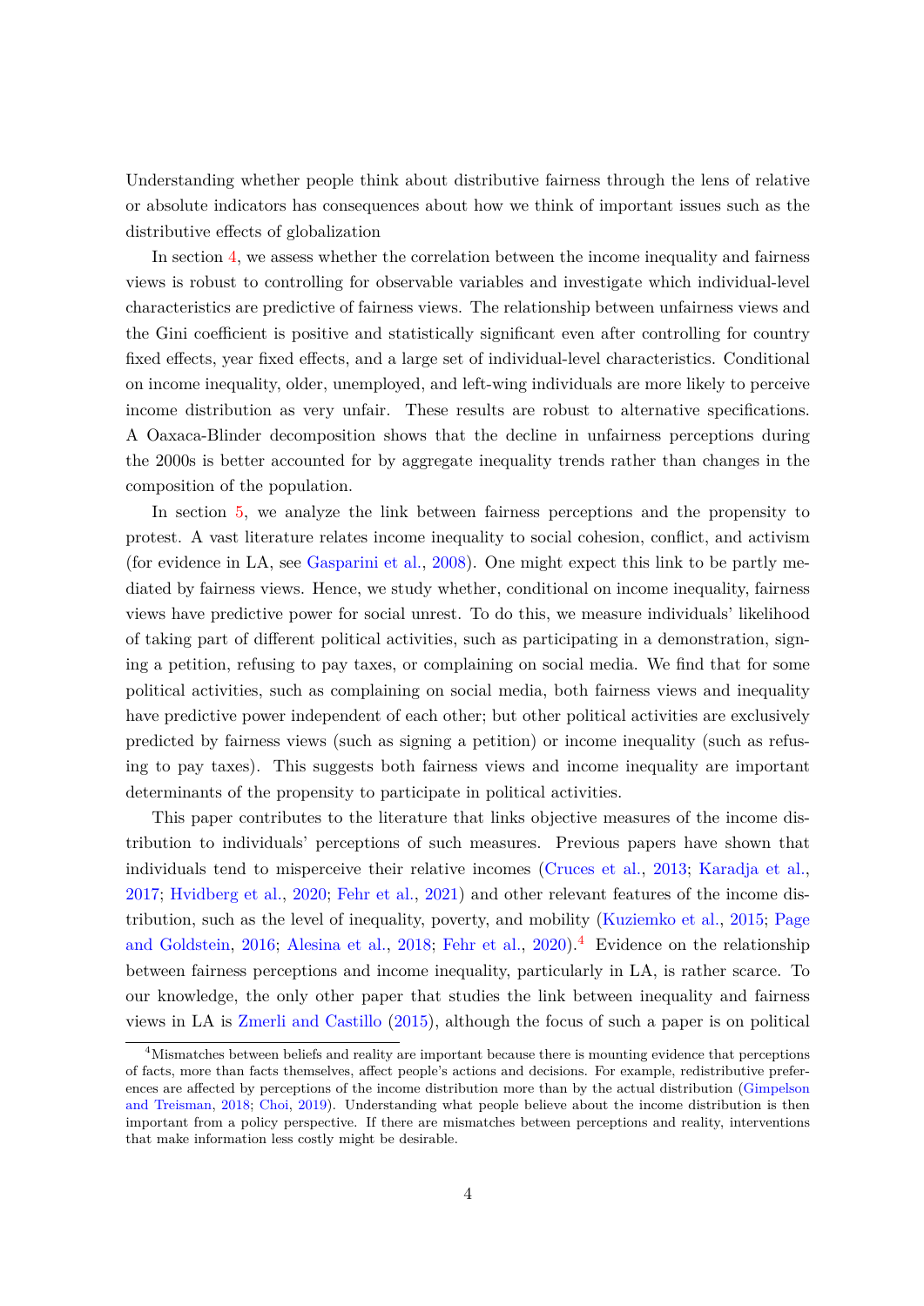Understanding whether people think about distributive fairness through the lens of relative or absolute indicators has consequences about how we think of important issues such as the distributive effects of globalization

In section 4, we assess whether the correlation between the income inequality and fairness views is robust to controlling for observable variables and investigate which individual-level characteristics are predictive of fairness views. The relationship between unfairness views and the Gini coefficient is positive and statistically significant even after controlling for country fixed effects, year fixed effects, and a large set of individual-level characteristics. Conditional on income inequality, older, unemployed, and left-wing individuals are more likely to perceive income distribution as very unfair. These results are robust to alternative specifications. A Oaxaca-Blinder decomposition shows that the decline in unfairness perceptions during the 2000s is better accounted for by aggregate inequality trends rather than changes in the composition of the population.

In section 5, we analyze the link between fairness perceptions and the propensity to protest. A vast literature relates income inequality to social cohesion, conflict, and activism (for evidence in LA, see Gasparini et al., 2008). One might expect this link to be partly mediated by fairness views. Hence, we study whether, conditional on income inequality, fairness views have predictive power for social unrest. To do this, we measure individuals' likelihood of taking part of different political activities, such as participating in a demonstration, signing a petition, refusing to pay taxes, or complaining on social media. We find that for some political activities, such as complaining on social media, both fairness views and inequality have predictive power independent of each other; but other political activities are exclusively predicted by fairness views (such as signing a petition) or income inequality (such as refusing to pay taxes). This suggests both fairness views and income inequality are important determinants of the propensity to participate in political activities.

This paper contributes to the literature that links objective measures of the income distribution to individuals' perceptions of such measures. Previous papers have shown that individuals tend to misperceive their relative incomes (Cruces et al., 2013; Karadja et al., 2017; Hvidberg et al., 2020; Fehr et al., 2021) and other relevant features of the income distribution, such as the level of inequality, poverty, and mobility (Kuziemko et al., 2015; Page and Goldstein, 2016; Alesina et al., 2018; Fehr et al., 2020).[4] Evidence on the relationship between fairness perceptions and income inequality, particularly in LA, is rather scarce. To our knowledge, the only other paper that studies the link between inequality and fairness views in LA is Zmerli and Castillo (2015), although the focus of such a paper is on political

[4]Mismatches between beliefs and reality are important because there is mounting evidence that perceptions of facts, more than facts themselves, affect people's actions and decisions. For example, redistributive preferences are affected by perceptions of the income distribution more than by the actual distribution (Gimpelson and Treisman, 2018; Choi, 2019). Understanding what people believe about the income distribution is then important from a policy perspective. If there are mismatches between perceptions and reality, interventions that make information less costly might be desirable.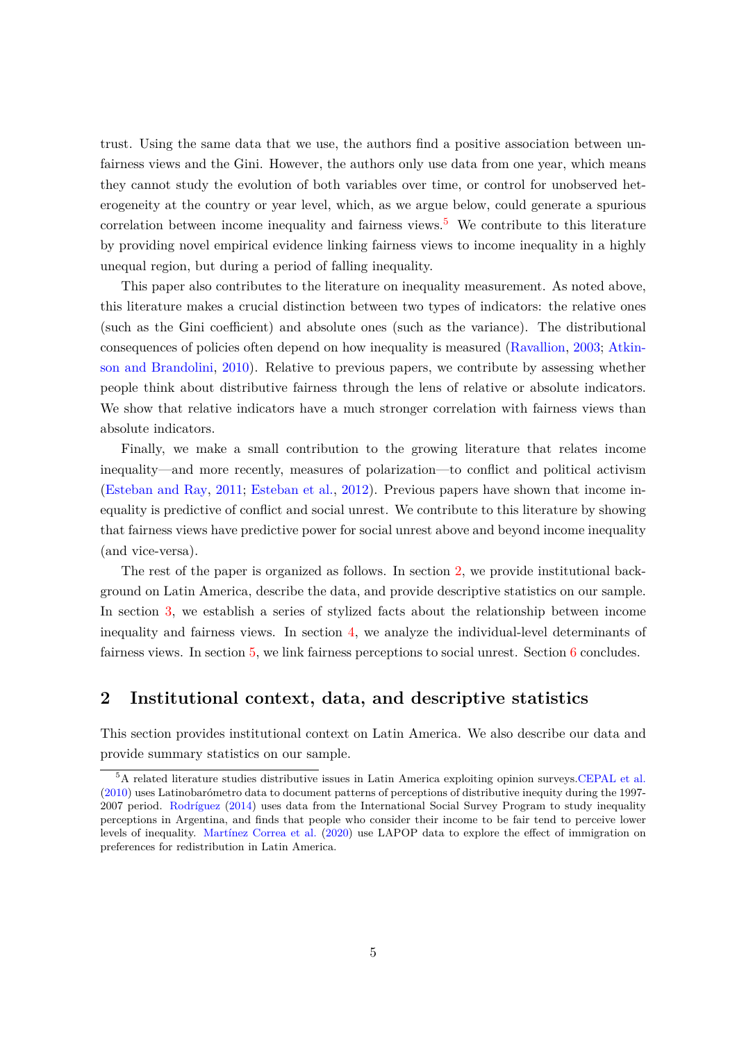trust. Using the same data that we use, the authors find a positive association between unfairness views and the Gini. However, the authors only use data from one year, which means they cannot study the evolution of both variables over time, or control for unobserved heterogeneity at the country or year level, which, as we argue below, could generate a spurious correlation between income inequality and fairness views.[5] We contribute to this literature by providing novel empirical evidence linking fairness views to income inequality in a highly unequal region, but during a period of falling inequality.

This paper also contributes to the literature on inequality measurement. As noted above, this literature makes a crucial distinction between two types of indicators: the relative ones (such as the Gini coefficient) and absolute ones (such as the variance). The distributional consequences of policies often depend on how inequality is measured (Ravallion, 2003; Atkinson and Brandolini, 2010). Relative to previous papers, we contribute by assessing whether people think about distributive fairness through the lens of relative or absolute indicators. We show that relative indicators have a much stronger correlation with fairness views than absolute indicators.

Finally, we make a small contribution to the growing literature that relates income inequality—and more recently, measures of polarization—to conflict and political activism (Esteban and Ray, 2011; Esteban et al., 2012). Previous papers have shown that income inequality is predictive of conflict and social unrest. We contribute to this literature by showing that fairness views have predictive power for social unrest above and beyond income inequality (and vice-versa).

The rest of the paper is organized as follows. In section 2, we provide institutional background on Latin America, describe the data, and provide descriptive statistics on our sample. In section 3, we establish a series of stylized facts about the relationship between income inequality and fairness views. In section 4, we analyze the individual-level determinants of fairness views. In section 5, we link fairness perceptions to social unrest. Section 6 concludes.

## 2 Institutional context, data, and descriptive statistics

This section provides institutional context on Latin America. We also describe our data and provide summary statistics on our sample.

[5] A related literature studies distributive issues in Latin America exploiting opinion surveys.CEPAL et al. (2010) uses Latinobarómetro data to document patterns of perceptions of distributive inequity during the 1997-2007 period. Rodríguez (2014) uses data from the International Social Survey Program to study inequality perceptions in Argentina, and finds that people who consider their income to be fair tend to perceive lower levels of inequality. Martínez Correa et al. (2020) use LAPOP data to explore the effect of immigration on preferences for redistribution in Latin America.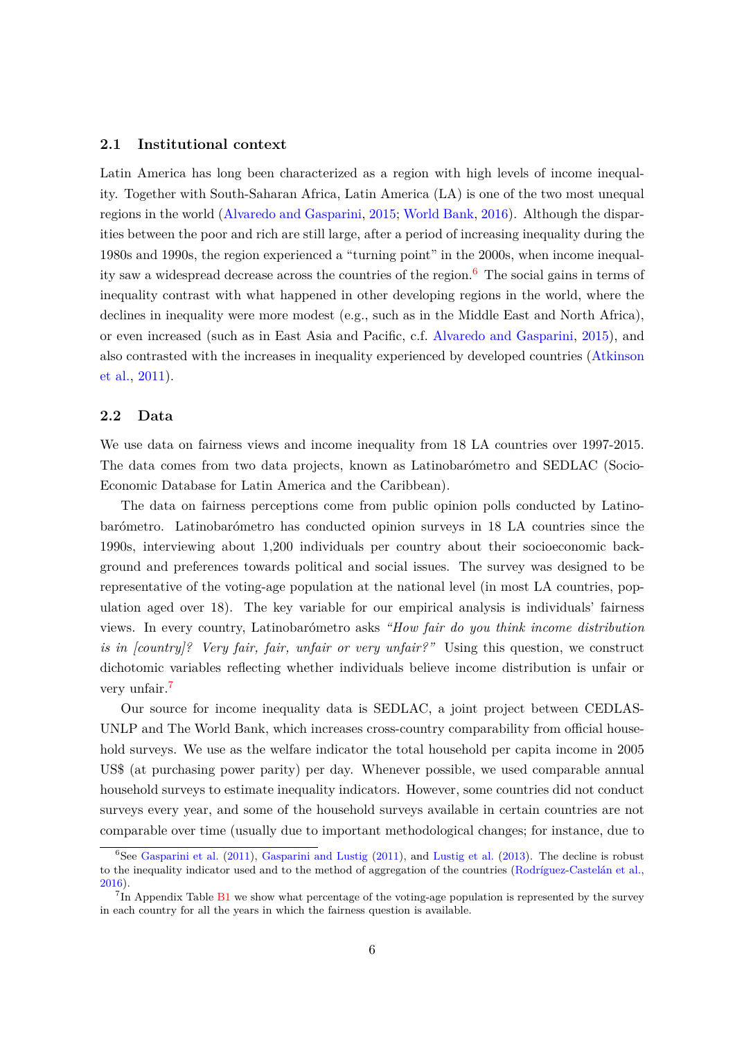### 2.1 Institutional context

Latin America has long been characterized as a region with high levels of income inequality. Together with South-Saharan Africa, Latin America (LA) is one of the two most unequal regions in the world (Alvaredo and Gasparini, 2015; World Bank, 2016). Although the disparities between the poor and rich are still large, after a period of increasing inequality during the 1980s and 1990s, the region experienced a "turning point" in the 2000s, when income inequality saw a widespread decrease across the countries of the region.[6] The social gains in terms of inequality contrast with what happened in other developing regions in the world, where the declines in inequality were more modest (e.g., such as in the Middle East and North Africa), or even increased (such as in East Asia and Pacific, c.f. Alvaredo and Gasparini, 2015), and also contrasted with the increases in inequality experienced by developed countries (Atkinson et al., 2011).

### 2.2 Data

We use data on fairness views and income inequality from 18 LA countries over 1997-2015. The data comes from two data projects, known as Latinobarómetro and SEDLAC (Socio-Economic Database for Latin America and the Caribbean).

The data on fairness perceptions come from public opinion polls conducted by Latinobarómetro. Latinobarómetro has conducted opinion surveys in 18 LA countries since the 1990s, interviewing about 1,200 individuals per country about their socioeconomic background and preferences towards political and social issues. The survey was designed to be representative of the voting-age population at the national level (in most LA countries, population aged over 18). The key variable for our empirical analysis is individuals' fairness views. In every country, Latinobarómetro asks *"How fair do you think income distribution is in [country]? Very fair, fair, unfair or very unfair?"* Using this question, we construct dichotomic variables reflecting whether individuals believe income distribution is unfair or very unfair.[7]

Our source for income inequality data is SEDLAC, a joint project between CEDLAS-UNLP and The World Bank, which increases cross-country comparability from official household surveys. We use as the welfare indicator the total household per capita income in 2005 US$ (at purchasing power parity) per day. Whenever possible, we used comparable annual household surveys to estimate inequality indicators. However, some countries did not conduct surveys every year, and some of the household surveys available in certain countries are not comparable over time (usually due to important methodological changes; for instance, due to

---

[6] See Gasparini et al. (2011), Gasparini and Lustig (2011), and Lustig et al. (2013). The decline is robust to the inequality indicator used and to the method of aggregation of the countries (Rodríguez-Castelán et al., 2016).

[7] In Appendix Table B1 we show what percentage of the voting-age population is represented by the survey in each country for all the years in which the fairness question is available.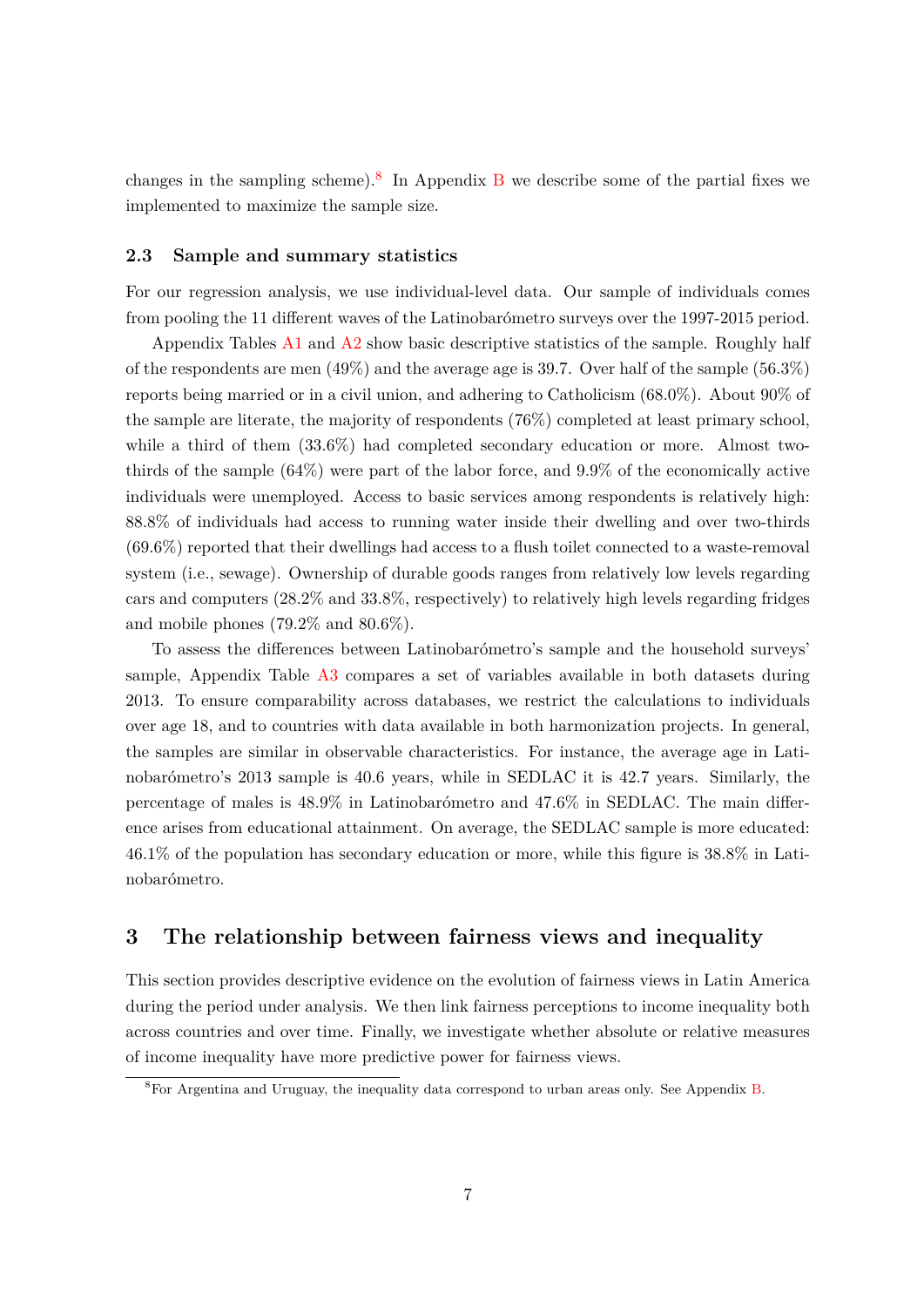changes in the sampling scheme).[8] In Appendix B we describe some of the partial fixes we implemented to maximize the sample size.

### 2.3 Sample and summary statistics

For our regression analysis, we use individual-level data. Our sample of individuals comes from pooling the 11 different waves of the Latinobarómetro surveys over the 1997-2015 period.

Appendix Tables A1 and A2 show basic descriptive statistics of the sample. Roughly half of the respondents are men (49%) and the average age is 39.7. Over half of the sample (56.3%) reports being married or in a civil union, and adhering to Catholicism (68.0%). About 90% of the sample are literate, the majority of respondents (76%) completed at least primary school, while a third of them (33.6%) had completed secondary education or more. Almost two-thirds of the sample (64%) were part of the labor force, and 9.9% of the economically active individuals were unemployed. Access to basic services among respondents is relatively high: 88.8% of individuals had access to running water inside their dwelling and over two-thirds (69.6%) reported that their dwellings had access to a flush toilet connected to a waste-removal system (i.e., sewage). Ownership of durable goods ranges from relatively low levels regarding cars and computers (28.2% and 33.8%, respectively) to relatively high levels regarding fridges and mobile phones (79.2% and 80.6%).

To assess the differences between Latinobarómetro's sample and the household surveys' sample, Appendix Table A3 compares a set of variables available in both datasets during 2013. To ensure comparability across databases, we restrict the calculations to individuals over age 18, and to countries with data available in both harmonization projects. In general, the samples are similar in observable characteristics. For instance, the average age in Latinobarómetro's 2013 sample is 40.6 years, while in SEDLAC it is 42.7 years. Similarly, the percentage of males is 48.9% in Latinobarómetro and 47.6% in SEDLAC. The main difference arises from educational attainment. On average, the SEDLAC sample is more educated: 46.1% of the population has secondary education or more, while this figure is 38.8% in Latinobarómetro.

## 3 The relationship between fairness views and inequality

This section provides descriptive evidence on the evolution of fairness views in Latin America during the period under analysis. We then link fairness perceptions to income inequality both across countries and over time. Finally, we investigate whether absolute or relative measures of income inequality have more predictive power for fairness views.

[8] For Argentina and Uruguay, the inequality data correspond to urban areas only. See Appendix B.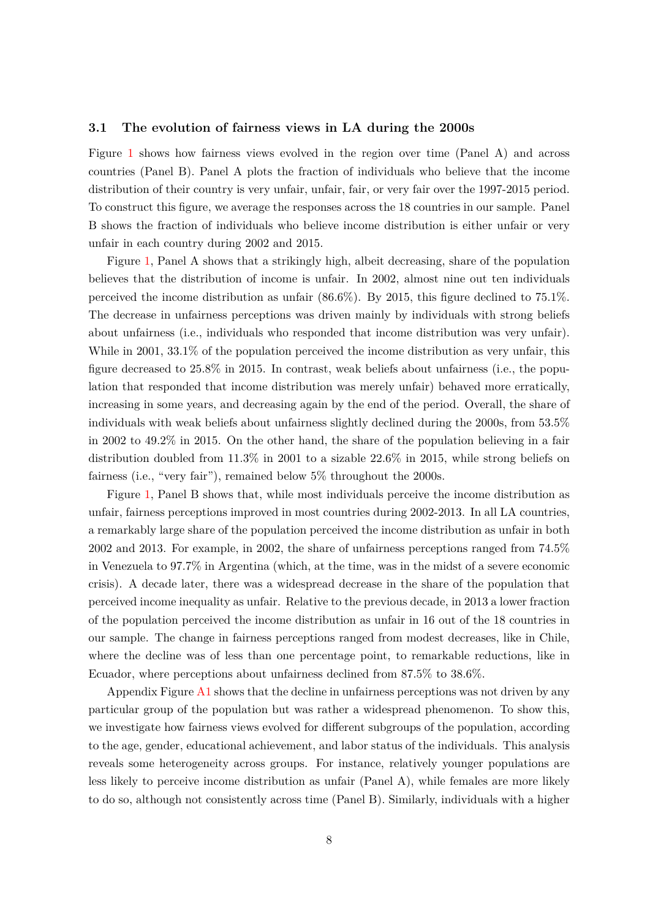### 3.1 The evolution of fairness views in LA during the 2000s

Figure 1 shows how fairness views evolved in the region over time (Panel A) and across countries (Panel B). Panel A plots the fraction of individuals who believe that the income distribution of their country is very unfair, unfair, fair, or very fair over the 1997-2015 period. To construct this figure, we average the responses across the 18 countries in our sample. Panel B shows the fraction of individuals who believe income distribution is either unfair or very unfair in each country during 2002 and 2015.

Figure 1, Panel A shows that a strikingly high, albeit decreasing, share of the population believes that the distribution of income is unfair. In 2002, almost nine out ten individuals perceived the income distribution as unfair (86.6%). By 2015, this figure declined to 75.1%. The decrease in unfairness perceptions was driven mainly by individuals with strong beliefs about unfairness (i.e., individuals who responded that income distribution was very unfair). While in 2001, 33.1% of the population perceived the income distribution as very unfair, this figure decreased to 25.8% in 2015. In contrast, weak beliefs about unfairness (i.e., the population that responded that income distribution was merely unfair) behaved more erratically, increasing in some years, and decreasing again by the end of the period. Overall, the share of individuals with weak beliefs about unfairness slightly declined during the 2000s, from 53.5% in 2002 to 49.2% in 2015. On the other hand, the share of the population believing in a fair distribution doubled from 11.3% in 2001 to a sizable 22.6% in 2015, while strong beliefs on fairness (i.e., "very fair"), remained below 5% throughout the 2000s.

Figure 1, Panel B shows that, while most individuals perceive the income distribution as unfair, fairness perceptions improved in most countries during 2002-2013. In all LA countries, a remarkably large share of the population perceived the income distribution as unfair in both 2002 and 2013. For example, in 2002, the share of unfairness perceptions ranged from 74.5% in Venezuela to 97.7% in Argentina (which, at the time, was in the midst of a severe economic crisis). A decade later, there was a widespread decrease in the share of the population that perceived income inequality as unfair. Relative to the previous decade, in 2013 a lower fraction of the population perceived the income distribution as unfair in 16 out of the 18 countries in our sample. The change in fairness perceptions ranged from modest decreases, like in Chile, where the decline was of less than one percentage point, to remarkable reductions, like in Ecuador, where perceptions about unfairness declined from 87.5% to 38.6%.

Appendix Figure A1 shows that the decline in unfairness perceptions was not driven by any particular group of the population but was rather a widespread phenomenon. To show this, we investigate how fairness views evolved for different subgroups of the population, according to the age, gender, educational achievement, and labor status of the individuals. This analysis reveals some heterogeneity across groups. For instance, relatively younger populations are less likely to perceive income distribution as unfair (Panel A), while females are more likely to do so, although not consistently across time (Panel B). Similarly, individuals with a higher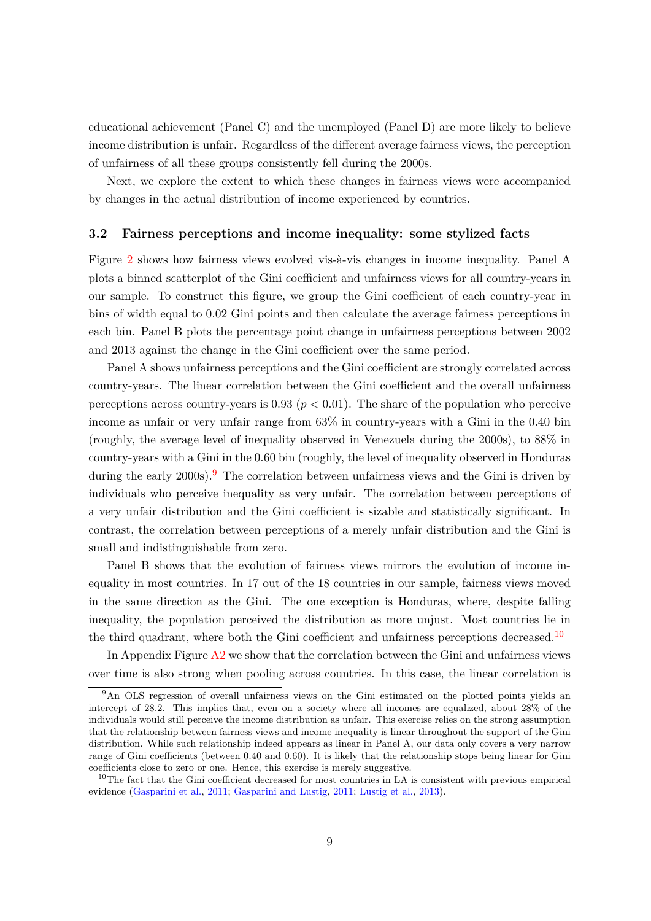educational achievement (Panel C) and the unemployed (Panel D) are more likely to believe income distribution is unfair. Regardless of the different average fairness views, the perception of unfairness of all these groups consistently fell during the 2000s.

Next, we explore the extent to which these changes in fairness views were accompanied by changes in the actual distribution of income experienced by countries.

### 3.2 Fairness perceptions and income inequality: some stylized facts

Figure 2 shows how fairness views evolved vis-à-vis changes in income inequality. Panel A plots a binned scatterplot of the Gini coefficient and unfairness views for all country-years in our sample. To construct this figure, we group the Gini coefficient of each country-year in bins of width equal to 0.02 Gini points and then calculate the average fairness perceptions in each bin. Panel B plots the percentage point change in unfairness perceptions between 2002 and 2013 against the change in the Gini coefficient over the same period.

Panel A shows unfairness perceptions and the Gini coefficient are strongly correlated across country-years. The linear correlation between the Gini coefficient and the overall unfairness perceptions across country-years is 0.93 ($p < 0.01$). The share of the population who perceive income as unfair or very unfair range from 63% in country-years with a Gini in the 0.40 bin (roughly, the average level of inequality observed in Venezuela during the 2000s), to 88% in country-years with a Gini in the 0.60 bin (roughly, the level of inequality observed in Honduras during the early 2000s).[9] The correlation between unfairness views and the Gini is driven by individuals who perceive inequality as very unfair. The correlation between perceptions of a very unfair distribution and the Gini coefficient is sizable and statistically significant. In contrast, the correlation between perceptions of a merely unfair distribution and the Gini is small and indistinguishable from zero.

Panel B shows that the evolution of fairness views mirrors the evolution of income inequality in most countries. In 17 out of the 18 countries in our sample, fairness views moved in the same direction as the Gini. The one exception is Honduras, where, despite falling inequality, the population perceived the distribution as more unjust. Most countries lie in the third quadrant, where both the Gini coefficient and unfairness perceptions decreased.[10]

In Appendix Figure A2 we show that the correlation between the Gini and unfairness views over time is also strong when pooling across countries. In this case, the linear correlation is

[9] An OLS regression of overall unfairness views on the Gini estimated on the plotted points yields an intercept of 28.2. This implies that, even on a society where all incomes are equalized, about 28% of the individuals would still perceive the income distribution as unfair. This exercise relies on the strong assumption that the relationship between fairness views and income inequality is linear throughout the support of the Gini distribution. While such relationship indeed appears as linear in Panel A, our data only covers a very narrow range of Gini coefficients (between 0.40 and 0.60). It is likely that the relationship stops being linear for Gini coefficients close to zero or one. Hence, this exercise is merely suggestive.

[10] The fact that the Gini coefficient decreased for most countries in LA is consistent with previous empirical evidence (Gasparini et al., 2011; Gasparini and Lustig, 2011; Lustig et al., 2013).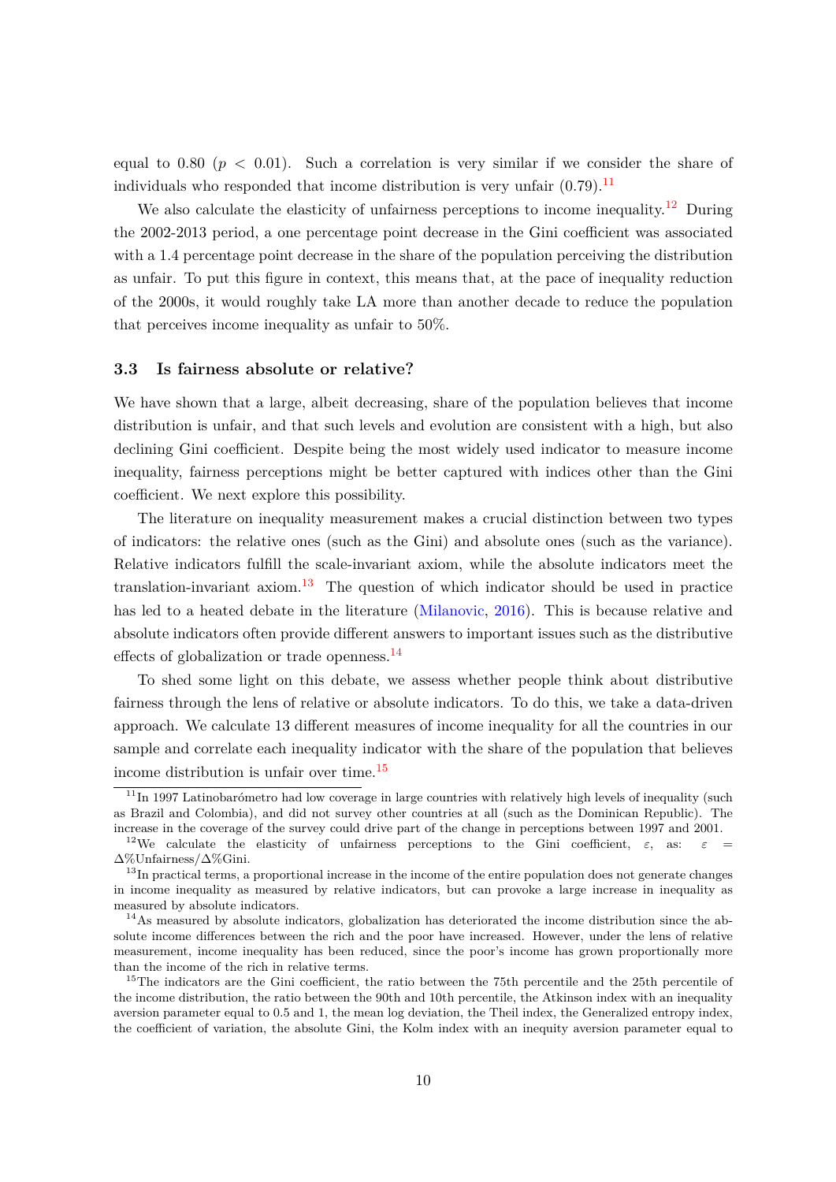equal to 0.80 ($p < 0.01$). Such a correlation is very similar if we consider the share of individuals who responded that income distribution is very unfair (0.79).[11]

We also calculate the elasticity of unfairness perceptions to income inequality.[12] During the 2002-2013 period, a one percentage point decrease in the Gini coefficient was associated with a 1.4 percentage point decrease in the share of the population perceiving the distribution as unfair. To put this figure in context, this means that, at the pace of inequality reduction of the 2000s, it would roughly take LA more than another decade to reduce the population that perceives income inequality as unfair to 50%.

### 3.3 Is fairness absolute or relative?

We have shown that a large, albeit decreasing, share of the population believes that income distribution is unfair, and that such levels and evolution are consistent with a high, but also declining Gini coefficient. Despite being the most widely used indicator to measure income inequality, fairness perceptions might be better captured with indices other than the Gini coefficient. We next explore this possibility.

The literature on inequality measurement makes a crucial distinction between two types of indicators: the relative ones (such as the Gini) and absolute ones (such as the variance). Relative indicators fulfill the scale-invariant axiom, while the absolute indicators meet the translation-invariant axiom.[13] The question of which indicator should be used in practice has led to a heated debate in the literature (Milanovic, 2016). This is because relative and absolute indicators often provide different answers to important issues such as the distributive effects of globalization or trade openness.[14]

To shed some light on this debate, we assess whether people think about distributive fairness through the lens of relative or absolute indicators. To do this, we take a data-driven approach. We calculate 13 different measures of income inequality for all the countries in our sample and correlate each inequality indicator with the share of the population that believes income distribution is unfair over time.[15]

---

[11] In 1997 Latinobarómetro had low coverage in large countries with relatively high levels of inequality (such as Brazil and Colombia), and did not survey other countries at all (such as the Dominican Republic). The increase in the coverage of the survey could drive part of the change in perceptions between 1997 and 2001.

[12] We calculate the elasticity of unfairness perceptions to the Gini coefficient, $\varepsilon$, as: $\varepsilon = \Delta\%\text{Unfairness}/\Delta\%\text{Gini}$.

[13] In practical terms, a proportional increase in the income of the entire population does not generate changes in income inequality as measured by relative indicators, but can provoke a large increase in inequality as measured by absolute indicators.

[14] As measured by absolute indicators, globalization has deteriorated the income distribution since the absolute income differences between the rich and the poor have increased. However, under the lens of relative measurement, income inequality has been reduced, since the poor's income has grown proportionally more than the income of the rich in relative terms.

[15] The indicators are the Gini coefficient, the ratio between the 75th percentile and the 25th percentile of the income distribution, the ratio between the 90th and 10th percentile, the Atkinson index with an inequality aversion parameter equal to 0.5 and 1, the mean log deviation, the Theil index, the Generalized entropy index, the coefficient of variation, the absolute Gini, the Kolm index with an inequity aversion parameter equal to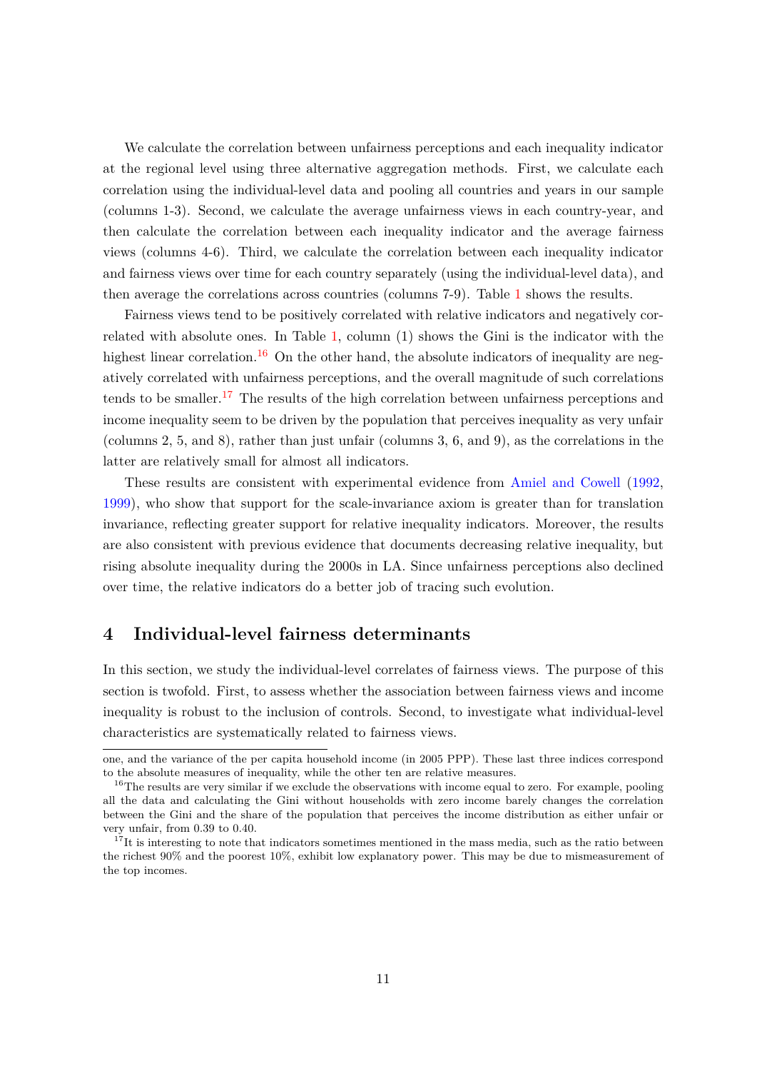We calculate the correlation between unfairness perceptions and each inequality indicator at the regional level using three alternative aggregation methods. First, we calculate each correlation using the individual-level data and pooling all countries and years in our sample (columns 1-3). Second, we calculate the average unfairness views in each country-year, and then calculate the correlation between each inequality indicator and the average fairness views (columns 4-6). Third, we calculate the correlation between each inequality indicator and fairness views over time for each country separately (using the individual-level data), and then average the correlations across countries (columns 7-9). Table 1 shows the results.

Fairness views tend to be positively correlated with relative indicators and negatively correlated with absolute ones. In Table 1, column (1) shows the Gini is the indicator with the highest linear correlation.[16] On the other hand, the absolute indicators of inequality are negatively correlated with unfairness perceptions, and the overall magnitude of such correlations tends to be smaller.[17] The results of the high correlation between unfairness perceptions and income inequality seem to be driven by the population that perceives inequality as very unfair (columns 2, 5, and 8), rather than just unfair (columns 3, 6, and 9), as the correlations in the latter are relatively small for almost all indicators.

These results are consistent with experimental evidence from Amiel and Cowell (1992, 1999), who show that support for the scale-invariance axiom is greater than for translation invariance, reflecting greater support for relative inequality indicators. Moreover, the results are also consistent with previous evidence that documents decreasing relative inequality, but rising absolute inequality during the 2000s in LA. Since unfairness perceptions also declined over time, the relative indicators do a better job of tracing such evolution.

## 4 Individual-level fairness determinants

In this section, we study the individual-level correlates of fairness views. The purpose of this section is twofold. First, to assess whether the association between fairness views and income inequality is robust to the inclusion of controls. Second, to investigate what individual-level characteristics are systematically related to fairness views.

---

one, and the variance of the per capita household income (in 2005 PPP). These last three indices correspond to the absolute measures of inequality, while the other ten are relative measures.

[16] The results are very similar if we exclude the observations with income equal to zero. For example, pooling all the data and calculating the Gini without households with zero income barely changes the correlation between the Gini and the share of the population that perceives the income distribution as either unfair or very unfair, from 0.39 to 0.40.

[17] It is interesting to note that indicators sometimes mentioned in the mass media, such as the ratio between the richest 90% and the poorest 10%, exhibit low explanatory power. This may be due to mismeasurement of the top incomes.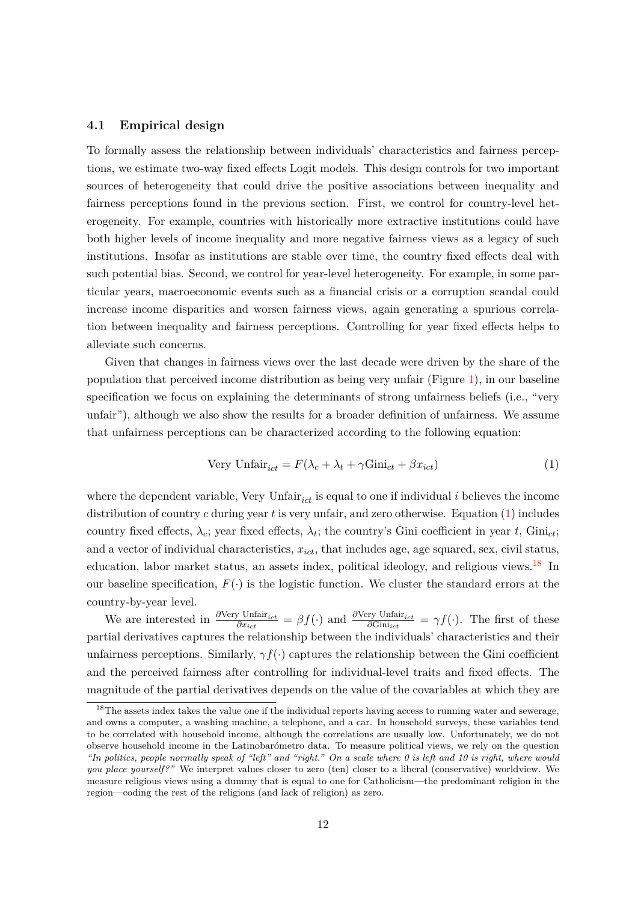### 4.1 Empirical design

To formally assess the relationship between individuals' characteristics and fairness perceptions, we estimate two-way fixed effects Logit models. This design controls for two important sources of heterogeneity that could drive the positive associations between inequality and fairness perceptions found in the previous section. First, we control for country-level heterogeneity. For example, countries with historically more extractive institutions could have both higher levels of income inequality and more negative fairness views as a legacy of such institutions. Insofar as institutions are stable over time, the country fixed effects deal with such potential bias. Second, we control for year-level heterogeneity. For example, in some particular years, macroeconomic events such as a financial crisis or a corruption scandal could increase income disparities and worsen fairness views, again generating a spurious correlation between inequality and fairness perceptions. Controlling for year fixed effects helps to alleviate such concerns.

Given that changes in fairness views over the last decade were driven by the share of the population that perceived income distribution as being very unfair (Figure 1), in our baseline specification we focus on explaining the determinants of strong unfairness beliefs (i.e., "very unfair"), although we also show the results for a broader definition of unfairness. We assume that unfairness perceptions can be characterized according to the following equation:

$$\text{Very Unfair}_{ict} = F(\lambda_c + \lambda_t + \gamma \text{Gini}_{ct} + \beta x_{ict}) \tag{1}$$

where the dependent variable, $\text{Very Unfair}_{ict}$ is equal to one if individual $i$ believes the income distribution of country $c$ during year $t$ is very unfair, and zero otherwise. Equation (1) includes country fixed effects, $\lambda_c$; year fixed effects, $\lambda_t$; the country's Gini coefficient in year $t$, $\text{Gini}_{ct}$; and a vector of individual characteristics, $x_{ict}$, that includes age, age squared, sex, civil status, education, labor market status, an assets index, political ideology, and religious views.[18] In our baseline specification, $F(\cdot)$ is the logistic function. We cluster the standard errors at the country-by-year level.

We are interested in $\frac{\partial \text{Very Unfair}_{ict}}{\partial x_{ict}} = \beta f(\cdot)$ and $\frac{\partial \text{Very Unfair}_{ict}}{\partial \text{Gini}_{ict}} = \gamma f(\cdot)$. The first of these partial derivatives captures the relationship between the individuals' characteristics and their unfairness perceptions. Similarly, $\gamma f(\cdot)$ captures the relationship between the Gini coefficient and the perceived fairness after controlling for individual-level traits and fixed effects. The magnitude of the partial derivatives depends on the value of the covariables at which they are

[18] The assets index takes the value one if the individual reports having access to running water and sewerage, and owns a computer, a washing machine, a telephone, and a car. In household surveys, these variables tend to be correlated with household income, although the correlations are usually low. Unfortunately, we do not observe household income in the Latinobarómetro data. To measure political views, we rely on the question *"In politics, people normally speak of "left" and "right." On a scale where 0 is left and 10 is right, where would you place yourself?"* We interpret values closer to zero (ten) closer to a liberal (conservative) worldview. We measure religious views using a dummy that is equal to one for Catholicism—the predominant religion in the region—coding the rest of the religions (and lack of religion) as zero.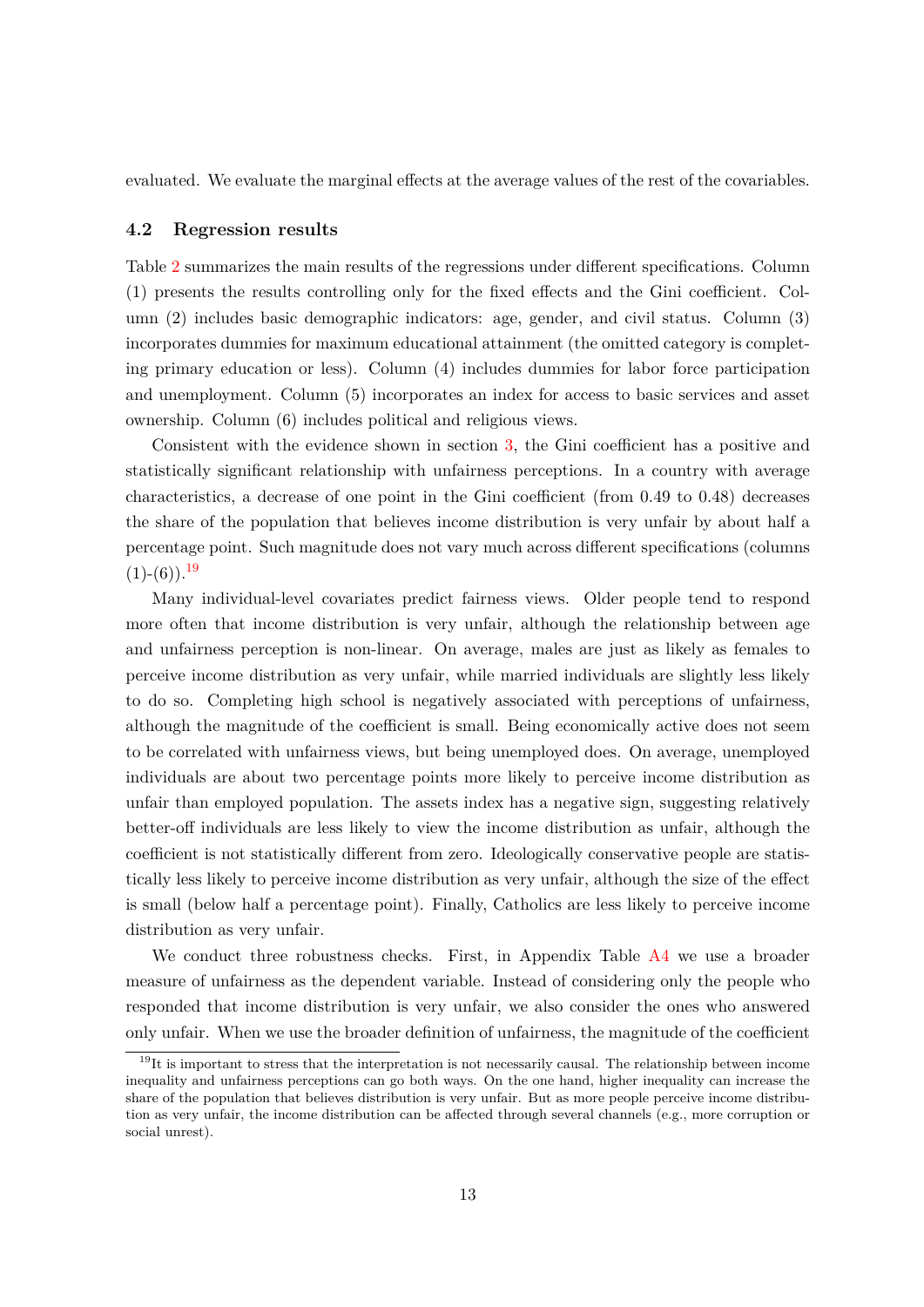evaluated. We evaluate the marginal effects at the average values of the rest of the covariables.

### 4.2 Regression results

Table 2 summarizes the main results of the regressions under different specifications. Column (1) presents the results controlling only for the fixed effects and the Gini coefficient. Column (2) includes basic demographic indicators: age, gender, and civil status. Column (3) incorporates dummies for maximum educational attainment (the omitted category is completing primary education or less). Column (4) includes dummies for labor force participation and unemployment. Column (5) incorporates an index for access to basic services and asset ownership. Column (6) includes political and religious views.

Consistent with the evidence shown in section 3, the Gini coefficient has a positive and statistically significant relationship with unfairness perceptions. In a country with average characteristics, a decrease of one point in the Gini coefficient (from 0.49 to 0.48) decreases the share of the population that believes income distribution is very unfair by about half a percentage point. Such magnitude does not vary much across different specifications (columns (1)-(6)).[19]

Many individual-level covariates predict fairness views. Older people tend to respond more often that income distribution is very unfair, although the relationship between age and unfairness perception is non-linear. On average, males are just as likely as females to perceive income distribution as very unfair, while married individuals are slightly less likely to do so. Completing high school is negatively associated with perceptions of unfairness, although the magnitude of the coefficient is small. Being economically active does not seem to be correlated with unfairness views, but being unemployed does. On average, unemployed individuals are about two percentage points more likely to perceive income distribution as unfair than employed population. The assets index has a negative sign, suggesting relatively better-off individuals are less likely to view the income distribution as unfair, although the coefficient is not statistically different from zero. Ideologically conservative people are statistically less likely to perceive income distribution as very unfair, although the size of the effect is small (below half a percentage point). Finally, Catholics are less likely to perceive income distribution as very unfair.

We conduct three robustness checks. First, in Appendix Table A4 we use a broader measure of unfairness as the dependent variable. Instead of considering only the people who responded that income distribution is very unfair, we also consider the ones who answered only unfair. When we use the broader definition of unfairness, the magnitude of the coefficient

[19] It is important to stress that the interpretation is not necessarily causal. The relationship between income inequality and unfairness perceptions can go both ways. On the one hand, higher inequality can increase the share of the population that believes distribution is very unfair. But as more people perceive income distribution as very unfair, the income distribution can be affected through several channels (e.g., more corruption or social unrest).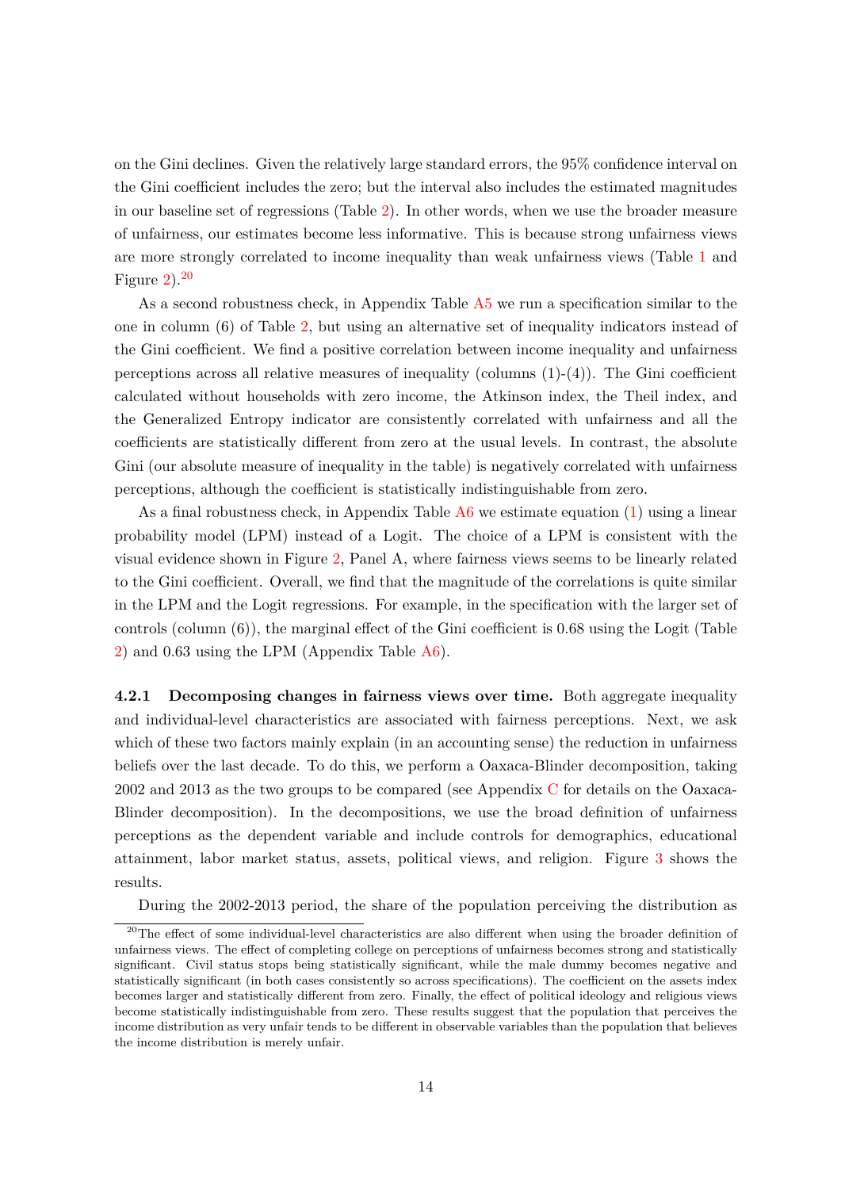on the Gini declines. Given the relatively large standard errors, the 95% confidence interval on the Gini coefficient includes the zero; but the interval also includes the estimated magnitudes in our baseline set of regressions (Table 2). In other words, when we use the broader measure of unfairness, our estimates become less informative. This is because strong unfairness views are more strongly correlated to income inequality than weak unfairness views (Table 1 and Figure 2).[20]

As a second robustness check, in Appendix Table A5 we run a specification similar to the one in column (6) of Table 2, but using an alternative set of inequality indicators instead of the Gini coefficient. We find a positive correlation between income inequality and unfairness perceptions across all relative measures of inequality (columns (1)-(4)). The Gini coefficient calculated without households with zero income, the Atkinson index, the Theil index, and the Generalized Entropy indicator are consistently correlated with unfairness and all the coefficients are statistically different from zero at the usual levels. In contrast, the absolute Gini (our absolute measure of inequality in the table) is negatively correlated with unfairness perceptions, although the coefficient is statistically indistinguishable from zero.

As a final robustness check, in Appendix Table A6 we estimate equation (1) using a linear probability model (LPM) instead of a Logit. The choice of a LPM is consistent with the visual evidence shown in Figure 2, Panel A, where fairness views seems to be linearly related to the Gini coefficient. Overall, we find that the magnitude of the correlations is quite similar in the LPM and the Logit regressions. For example, in the specification with the larger set of controls (column (6)), the marginal effect of the Gini coefficient is 0.68 using the Logit (Table 2) and 0.63 using the LPM (Appendix Table A6).

**4.2.1 Decomposing changes in fairness views over time.** Both aggregate inequality and individual-level characteristics are associated with fairness perceptions. Next, we ask which of these two factors mainly explain (in an accounting sense) the reduction in unfairness beliefs over the last decade. To do this, we perform a Oaxaca-Blinder decomposition, taking 2002 and 2013 as the two groups to be compared (see Appendix C for details on the Oaxaca-Blinder decomposition). In the decompositions, we use the broad definition of unfairness perceptions as the dependent variable and include controls for demographics, educational attainment, labor market status, assets, political views, and religion. Figure 3 shows the results.

During the 2002-2013 period, the share of the population perceiving the distribution as

[20] The effect of some individual-level characteristics are also different when using the broader definition of unfairness views. The effect of completing college on perceptions of unfairness becomes strong and statistically significant. Civil status stops being statistically significant, while the male dummy becomes negative and statistically significant (in both cases consistently so across specifications). The coefficient on the assets index becomes larger and statistically different from zero. Finally, the effect of political ideology and religious views become statistically indistinguishable from zero. These results suggest that the population that perceives the income distribution as very unfair tends to be different in observable variables than the population that believes the income distribution is merely unfair.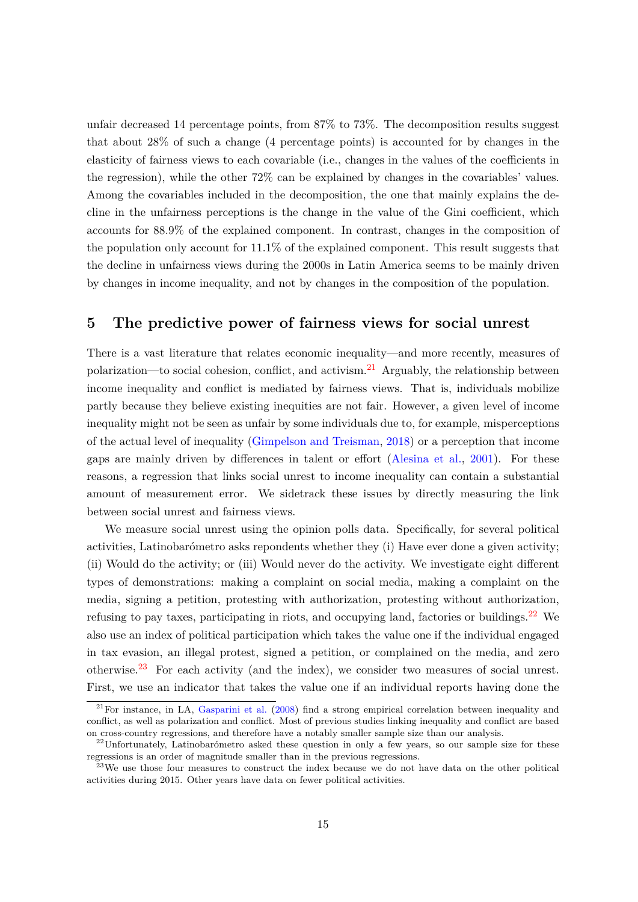unfair decreased 14 percentage points, from 87% to 73%. The decomposition results suggest that about 28% of such a change (4 percentage points) is accounted for by changes in the elasticity of fairness views to each covariable (i.e., changes in the values of the coefficients in the regression), while the other 72% can be explained by changes in the covariables' values. Among the covariables included in the decomposition, the one that mainly explains the decline in the unfairness perceptions is the change in the value of the Gini coefficient, which accounts for 88.9% of the explained component. In contrast, changes in the composition of the population only account for 11.1% of the explained component. This result suggests that the decline in unfairness views during the 2000s in Latin America seems to be mainly driven by changes in income inequality, and not by changes in the composition of the population.

## 5 The predictive power of fairness views for social unrest

There is a vast literature that relates economic inequality—and more recently, measures of polarization—to social cohesion, conflict, and activism.[21] Arguably, the relationship between income inequality and conflict is mediated by fairness views. That is, individuals mobilize partly because they believe existing inequities are not fair. However, a given level of income inequality might not be seen as unfair by some individuals due to, for example, misperceptions of the actual level of inequality (Gimpelson and Treisman, 2018) or a perception that income gaps are mainly driven by differences in talent or effort (Alesina et al., 2001). For these reasons, a regression that links social unrest to income inequality can contain a substantial amount of measurement error. We sidetrack these issues by directly measuring the link between social unrest and fairness views.

We measure social unrest using the opinion polls data. Specifically, for several political activities, Latinobarómetro asks repondents whether they (i) Have ever done a given activity; (ii) Would do the activity; or (iii) Would never do the activity. We investigate eight different types of demonstrations: making a complaint on social media, making a complaint on the media, signing a petition, protesting with authorization, protesting without authorization, refusing to pay taxes, participating in riots, and occupying land, factories or buildings.[22] We also use an index of political participation which takes the value one if the individual engaged in tax evasion, an illegal protest, signed a petition, or complained on the media, and zero otherwise.[23] For each activity (and the index), we consider two measures of social unrest. First, we use an indicator that takes the value one if an individual reports having done the

[21] For instance, in LA, Gasparini et al. (2008) find a strong empirical correlation between inequality and conflict, as well as polarization and conflict. Most of previous studies linking inequality and conflict are based on cross-country regressions, and therefore have a notably smaller sample size than our analysis.

[22] Unfortunately, Latinobarómetro asked these question in only a few years, so our sample size for these regressions is an order of magnitude smaller than in the previous regressions.

[23] We use those four measures to construct the index because we do not have data on the other political activities during 2015. Other years have data on fewer political activities.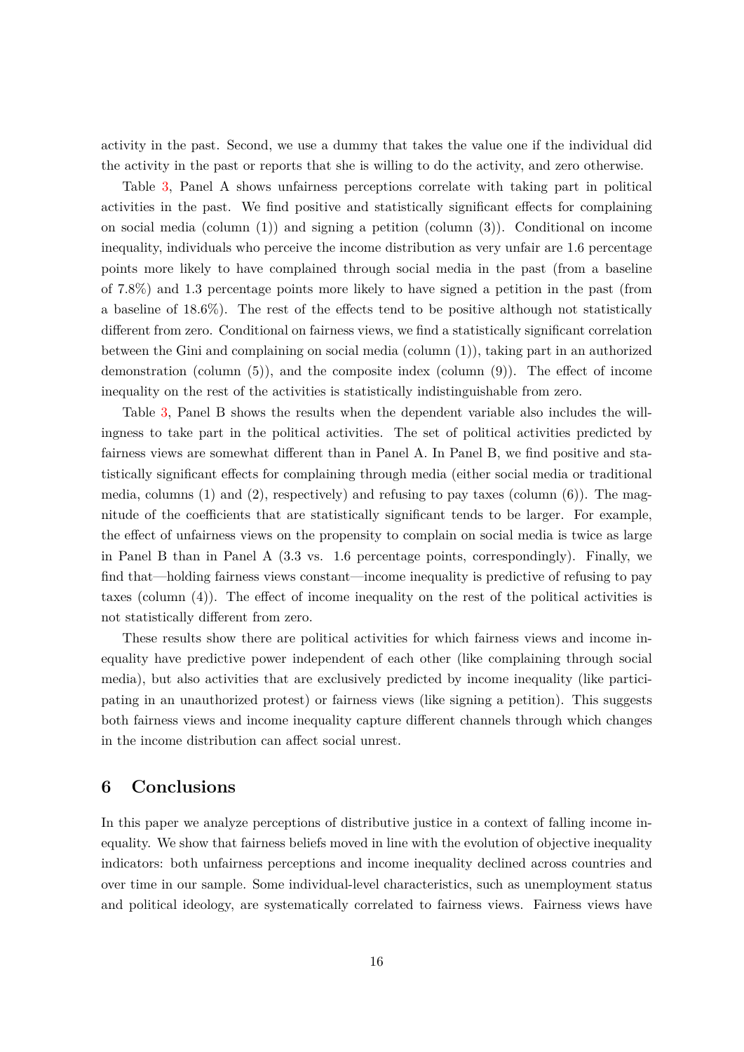activity in the past. Second, we use a dummy that takes the value one if the individual did the activity in the past or reports that she is willing to do the activity, and zero otherwise.

Table 3, Panel A shows unfairness perceptions correlate with taking part in political activities in the past. We find positive and statistically significant effects for complaining on social media (column (1)) and signing a petition (column (3)). Conditional on income inequality, individuals who perceive the income distribution as very unfair are 1.6 percentage points more likely to have complained through social media in the past (from a baseline of 7.8%) and 1.3 percentage points more likely to have signed a petition in the past (from a baseline of 18.6%). The rest of the effects tend to be positive although not statistically different from zero. Conditional on fairness views, we find a statistically significant correlation between the Gini and complaining on social media (column (1)), taking part in an authorized demonstration (column (5)), and the composite index (column (9)). The effect of income inequality on the rest of the activities is statistically indistinguishable from zero.

Table 3, Panel B shows the results when the dependent variable also includes the willingness to take part in the political activities. The set of political activities predicted by fairness views are somewhat different than in Panel A. In Panel B, we find positive and statistically significant effects for complaining through media (either social media or traditional media, columns (1) and (2), respectively) and refusing to pay taxes (column (6)). The magnitude of the coefficients that are statistically significant tends to be larger. For example, the effect of unfairness views on the propensity to complain on social media is twice as large in Panel B than in Panel A (3.3 vs. 1.6 percentage points, correspondingly). Finally, we find that—holding fairness views constant—income inequality is predictive of refusing to pay taxes (column (4)). The effect of income inequality on the rest of the political activities is not statistically different from zero.

These results show there are political activities for which fairness views and income inequality have predictive power independent of each other (like complaining through social media), but also activities that are exclusively predicted by income inequality (like participating in an unauthorized protest) or fairness views (like signing a petition). This suggests both fairness views and income inequality capture different channels through which changes in the income distribution can affect social unrest.

## 6 Conclusions

In this paper we analyze perceptions of distributive justice in a context of falling income inequality. We show that fairness beliefs moved in line with the evolution of objective inequality indicators: both unfairness perceptions and income inequality declined across countries and over time in our sample. Some individual-level characteristics, such as unemployment status and political ideology, are systematically correlated to fairness views. Fairness views have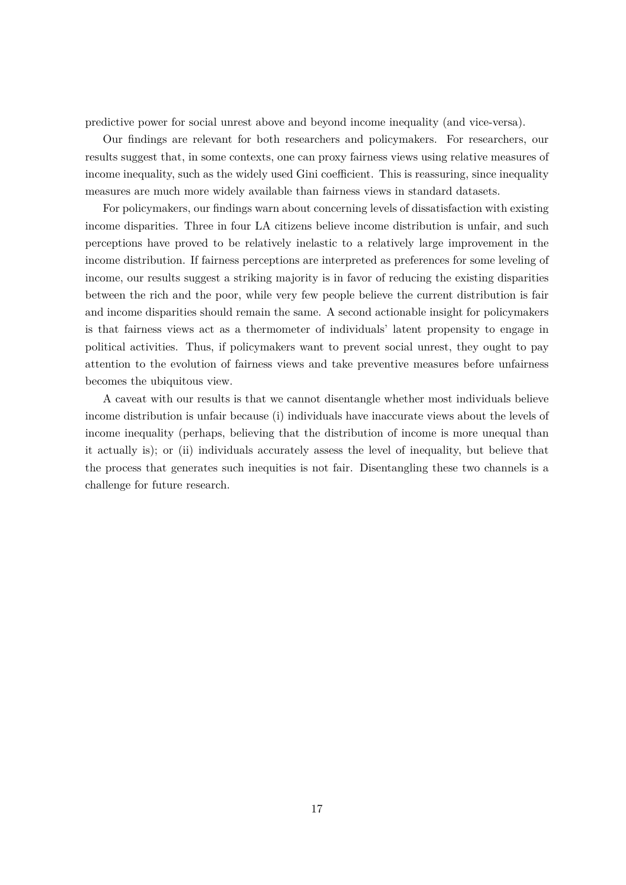predictive power for social unrest above and beyond income inequality (and vice-versa).

Our findings are relevant for both researchers and policymakers. For researchers, our results suggest that, in some contexts, one can proxy fairness views using relative measures of income inequality, such as the widely used Gini coefficient. This is reassuring, since inequality measures are much more widely available than fairness views in standard datasets.

For policymakers, our findings warn about concerning levels of dissatisfaction with existing income disparities. Three in four LA citizens believe income distribution is unfair, and such perceptions have proved to be relatively inelastic to a relatively large improvement in the income distribution. If fairness perceptions are interpreted as preferences for some leveling of income, our results suggest a striking majority is in favor of reducing the existing disparities between the rich and the poor, while very few people believe the current distribution is fair and income disparities should remain the same. A second actionable insight for policymakers is that fairness views act as a thermometer of individuals' latent propensity to engage in political activities. Thus, if policymakers want to prevent social unrest, they ought to pay attention to the evolution of fairness views and take preventive measures before unfairness becomes the ubiquitous view.

A caveat with our results is that we cannot disentangle whether most individuals believe income distribution is unfair because (i) individuals have inaccurate views about the levels of income inequality (perhaps, believing that the distribution of income is more unequal than it actually is); or (ii) individuals accurately assess the level of inequality, but believe that the process that generates such inequities is not fair. Disentangling these two channels is a challenge for future research.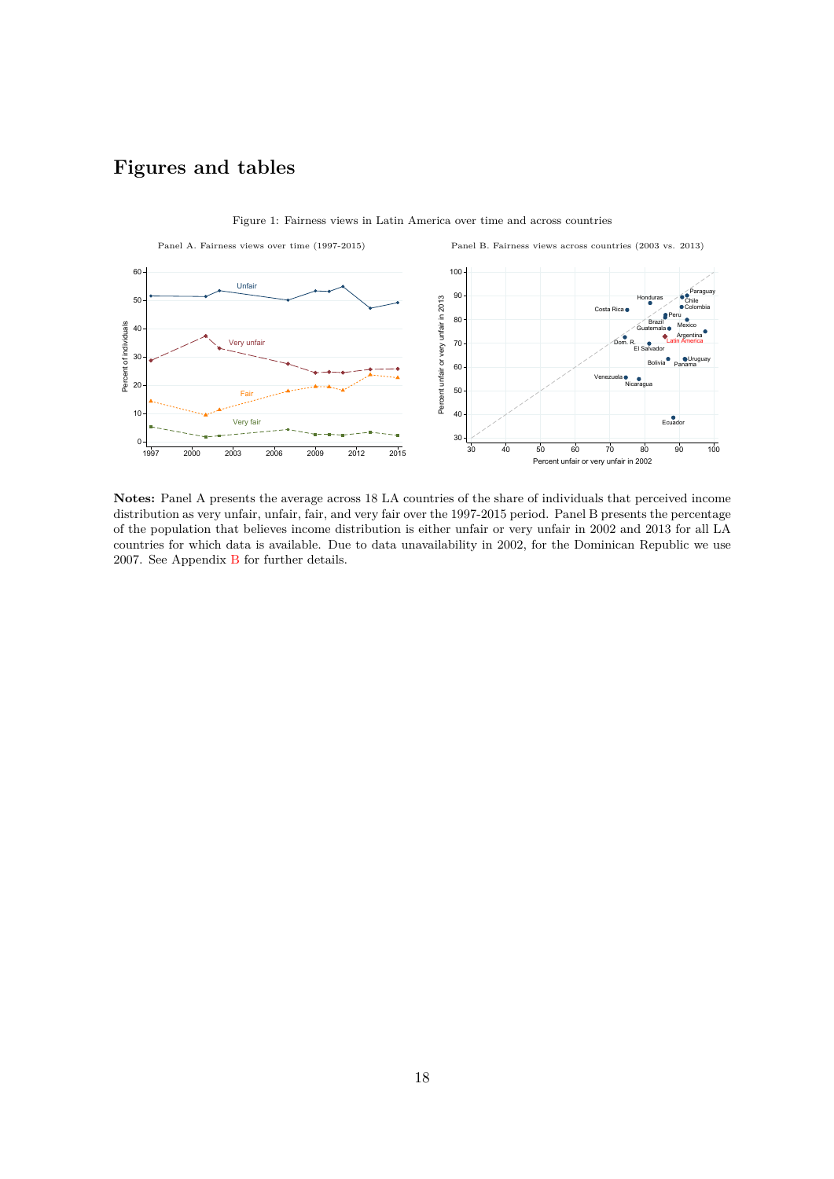# Figures and tables

Figure 1: Fairness views in Latin America over time and across countries

Panel A. Fairness views over time (1997-2015)

Panel B. Fairness views across countries (2003 vs. 2013)

**Notes:** Panel A presents the average across 18 LA countries of the share of individuals that perceived income distribution as very unfair, unfair, fair, and very fair over the 1997-2015 period. Panel B presents the percentage of the population that believes income distribution is either unfair or very unfair in 2002 and 2013 for all LA countries for which data is available. Due to data unavailability in 2002, for the Dominican Republic we use 2007. See Appendix B for further details.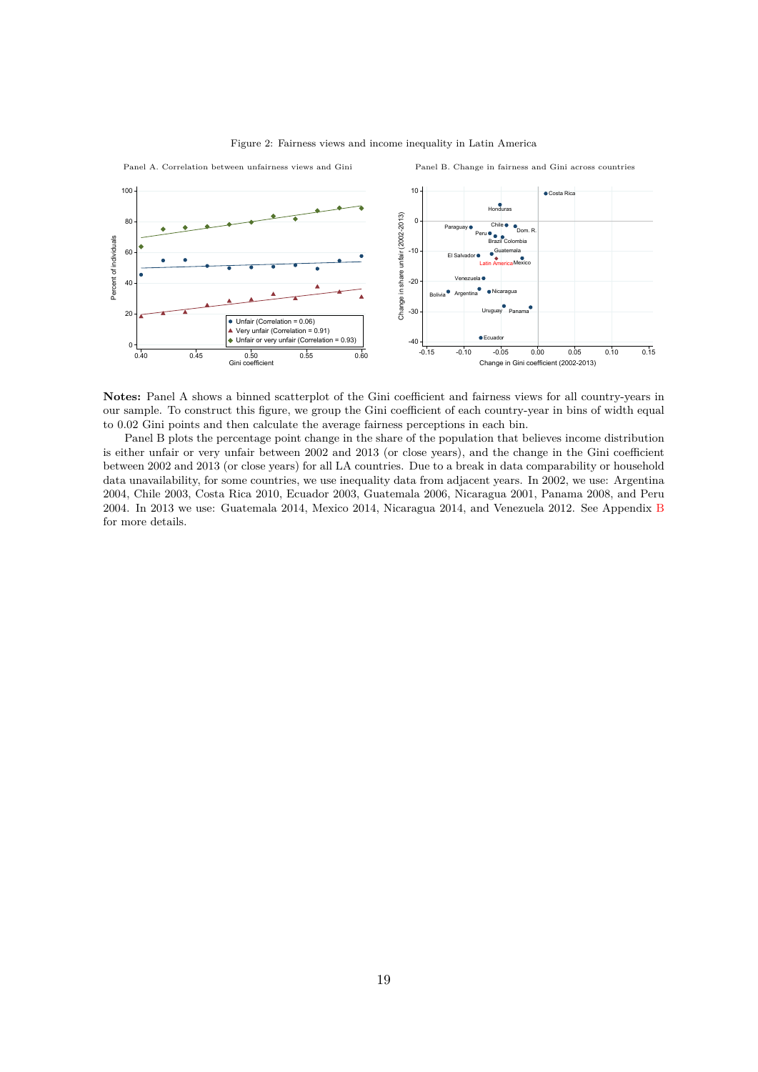Figure 2: Fairness views and income inequality in Latin America

Panel A. Correlation between unfairness views and Gini

Panel B. Change in fairness and Gini across countries

**Notes:** Panel A shows a binned scatterplot of the Gini coefficient and fairness views for all country-years in our sample. To construct this figure, we group the Gini coefficient of each country-year in bins of width equal to 0.02 Gini points and then calculate the average fairness perceptions in each bin.

Panel B plots the percentage point change in the share of the population that believes income distribution is either unfair or very unfair between 2002 and 2013 (or close years), and the change in the Gini coefficient between 2002 and 2013 (or close years) for all LA countries. Due to a break in data comparability or household data unavailability, for some countries, we use inequality data from adjacent years. In 2002, we use: Argentina 2004, Chile 2003, Costa Rica 2010, Ecuador 2003, Guatemala 2006, Nicaragua 2001, Panama 2008, and Peru 2004. In 2013 we use: Guatemala 2014, Mexico 2014, Nicaragua 2014, and Venezuela 2012. See Appendix B for more details.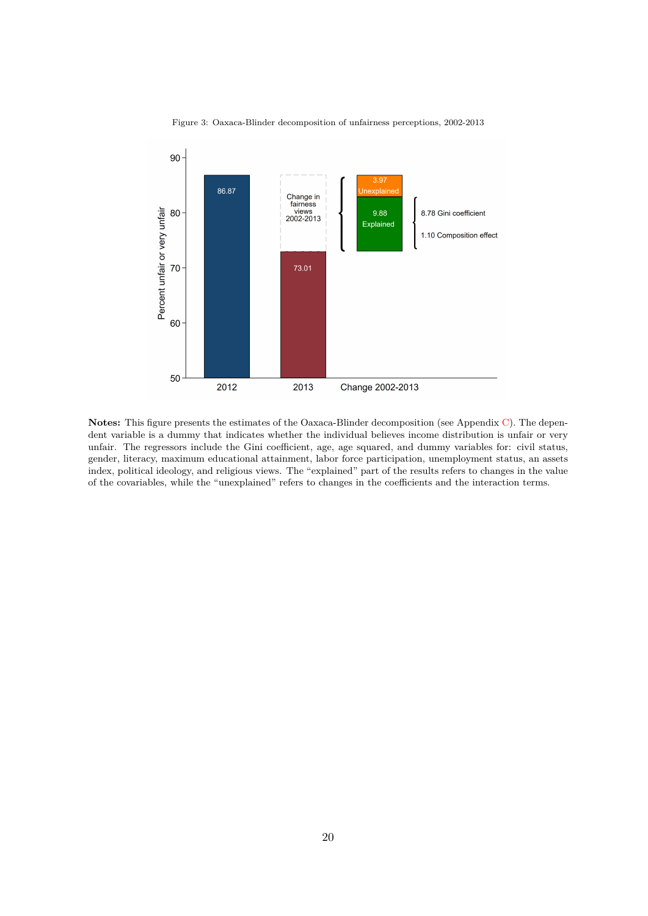Figure 3: Oaxaca-Blinder decomposition of unfairness perceptions, 2002-2013

**Notes:** This figure presents the estimates of the Oaxaca-Blinder decomposition (see Appendix C). The dependent variable is a dummy that indicates whether the individual believes income distribution is unfair or very unfair. The regressors include the Gini coefficient, age, age squared, and dummy variables for: civil status, gender, literacy, maximum educational attainment, labor force participation, unemployment status, an assets index, political ideology, and religious views. The "explained" part of the results refers to changes in the value of the covariables, while the "unexplained" refers to changes in the coefficients and the interaction terms.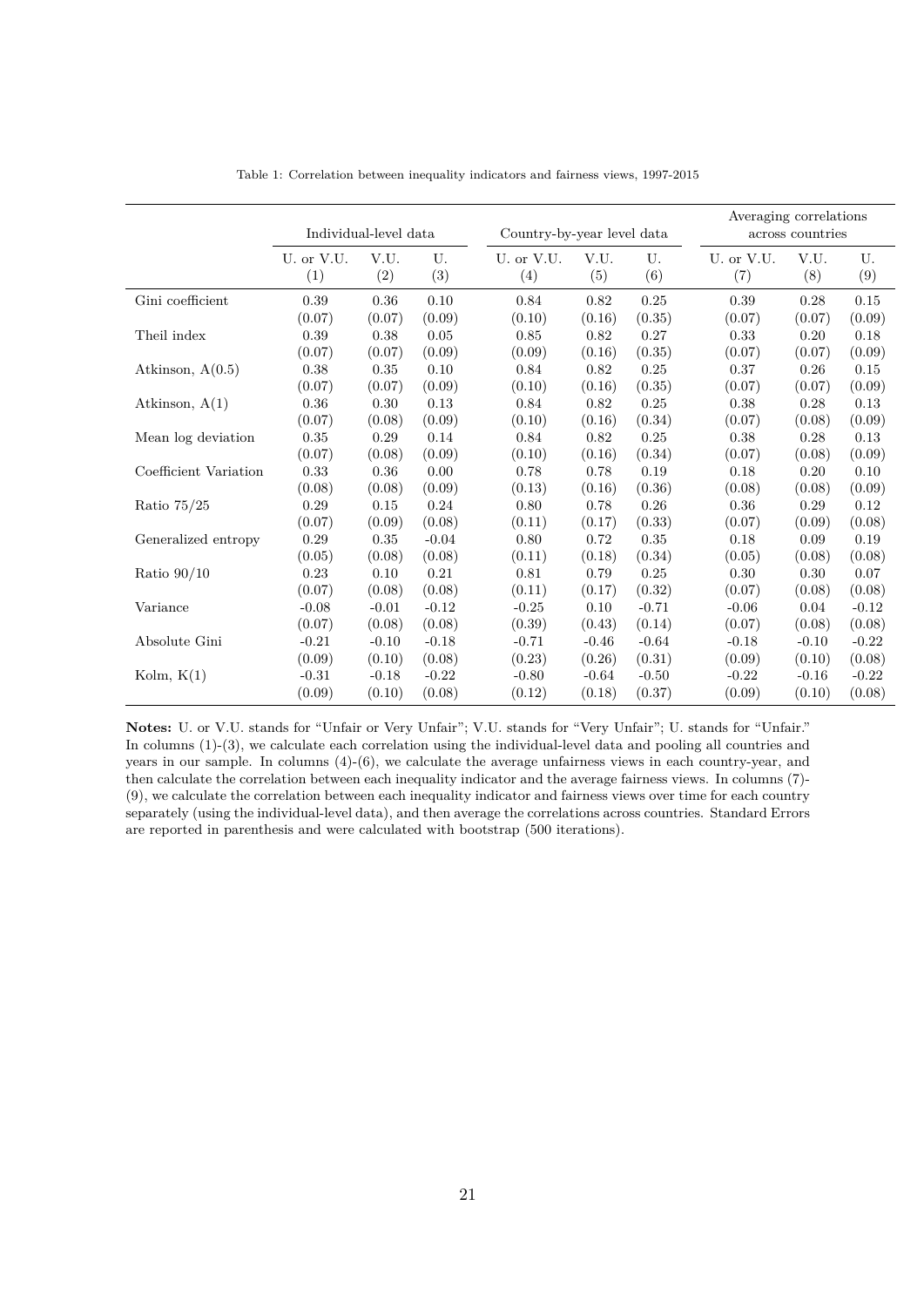Table 1: Correlation between inequality indicators and fairness views, 1997-2015

| | Individual-level data | | | Country-by-year level data | | | Averaging correlations across countries | | |
|---|---|---|---|---|---|---|---|---|---|
| | U. or V.U. (1) | V.U. (2) | U. (3) | U. or V.U. (4) | V.U. (5) | U. (6) | U. or V.U. (7) | V.U. (8) | U. (9) |
| Gini coefficient | 0.39 | 0.36 | 0.10 | 0.84 | 0.82 | 0.25 | 0.39 | 0.28 | 0.15 |
| | (0.07) | (0.07) | (0.09) | (0.10) | (0.16) | (0.35) | (0.07) | (0.07) | (0.09) |
| Theil index | 0.39 | 0.38 | 0.05 | 0.85 | 0.82 | 0.27 | 0.33 | 0.20 | 0.18 |
| | (0.07) | (0.07) | (0.09) | (0.09) | (0.16) | (0.35) | (0.07) | (0.07) | (0.09) |
| Atkinson, A(0.5) | 0.38 | 0.35 | 0.10 | 0.84 | 0.82 | 0.25 | 0.37 | 0.26 | 0.15 |
| | (0.07) | (0.07) | (0.09) | (0.10) | (0.16) | (0.35) | (0.07) | (0.07) | (0.09) |
| Atkinson, A(1) | 0.36 | 0.30 | 0.13 | 0.84 | 0.82 | 0.25 | 0.38 | 0.28 | 0.13 |
| | (0.07) | (0.08) | (0.09) | (0.10) | (0.16) | (0.34) | (0.07) | (0.08) | (0.09) |
| Mean log deviation | 0.35 | 0.29 | 0.14 | 0.84 | 0.82 | 0.25 | 0.38 | 0.28 | 0.13 |
| | (0.07) | (0.08) | (0.09) | (0.10) | (0.16) | (0.34) | (0.07) | (0.08) | (0.09) |
| Coefficient Variation | 0.33 | 0.36 | 0.00 | 0.78 | 0.78 | 0.19 | 0.18 | 0.20 | 0.10 |
| | (0.08) | (0.08) | (0.09) | (0.13) | (0.16) | (0.36) | (0.08) | (0.08) | (0.09) |
| Ratio 75/25 | 0.29 | 0.15 | 0.24 | 0.80 | 0.78 | 0.26 | 0.36 | 0.29 | 0.12 |
| | (0.07) | (0.09) | (0.08) | (0.11) | (0.17) | (0.33) | (0.07) | (0.09) | (0.08) |
| Generalized entropy | 0.29 | 0.35 | -0.04 | 0.80 | 0.72 | 0.35 | 0.18 | 0.09 | 0.19 |
| | (0.05) | (0.08) | (0.08) | (0.11) | (0.18) | (0.34) | (0.05) | (0.08) | (0.08) |
| Ratio 90/10 | 0.23 | 0.10 | 0.21 | 0.81 | 0.79 | 0.25 | 0.30 | 0.30 | 0.07 |
| | (0.07) | (0.08) | (0.08) | (0.11) | (0.17) | (0.32) | (0.07) | (0.08) | (0.08) |
| Variance | -0.08 | -0.01 | -0.12 | -0.25 | 0.10 | -0.71 | -0.06 | 0.04 | -0.12 |
| | (0.07) | (0.08) | (0.08) | (0.39) | (0.43) | (0.14) | (0.07) | (0.08) | (0.08) |
| Absolute Gini | -0.21 | -0.10 | -0.18 | -0.71 | -0.46 | -0.64 | -0.18 | -0.10 | -0.22 |
| | (0.09) | (0.10) | (0.08) | (0.23) | (0.26) | (0.31) | (0.09) | (0.10) | (0.08) |
| Kolm, K(1) | -0.31 | -0.18 | -0.22 | -0.80 | -0.64 | -0.50 | -0.22 | -0.16 | -0.22 |
| | (0.09) | (0.10) | (0.08) | (0.12) | (0.18) | (0.37) | (0.09) | (0.10) | (0.08) |

**Notes:** U. or V.U. stands for "Unfair or Very Unfair"; V.U. stands for "Very Unfair"; U. stands for "Unfair." In columns (1)-(3), we calculate each correlation using the individual-level data and pooling all countries and years in our sample. In columns (4)-(6), we calculate the average unfairness views in each country-year, and then calculate the correlation between each inequality indicator and the average fairness views. In columns (7)-(9), we calculate the correlation between each inequality indicator and fairness views over time for each country separately (using the individual-level data), and then average the correlations across countries. Standard Errors are reported in parenthesis and were calculated with bootstrap (500 iterations).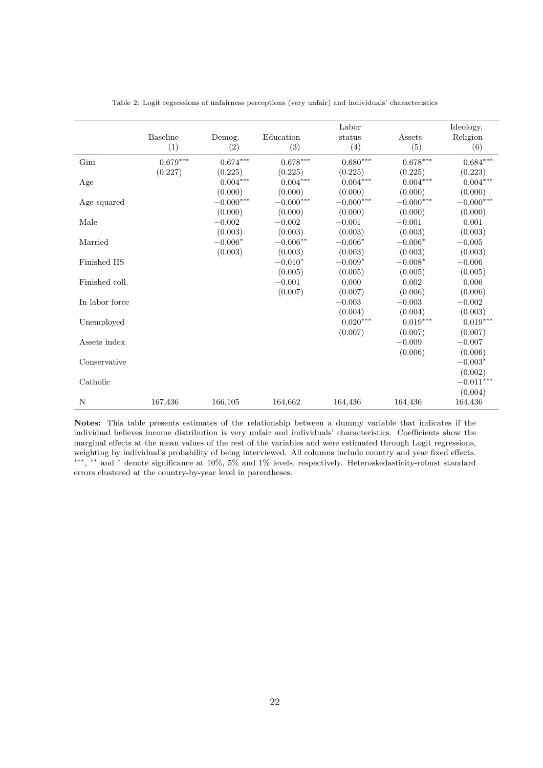Table 2: Logit regressions of unfairness perceptions (very unfair) and individuals' characteristics

| | Baseline | Demog. | Education | Labor status | Assets | Ideology, Religion |
|---|---|---|---|---|---|---|
| | (1) | (2) | (3) | (4) | (5) | (6) |
| Gini | $0.679^{***}$ | $0.674^{***}$ | $0.678^{***}$ | $0.680^{***}$ | $0.678^{***}$ | $0.684^{***}$ |
| | (0.227) | (0.225) | (0.225) | (0.225) | (0.225) | (0.223) |
| Age | | $0.004^{***}$ | $0.004^{***}$ | $0.004^{***}$ | $0.004^{***}$ | $0.004^{***}$ |
| | | (0.000) | (0.000) | (0.000) | (0.000) | (0.000) |
| Age squared | | $-0.000^{***}$ | $-0.000^{***}$ | $-0.000^{***}$ | $-0.000^{***}$ | $-0.000^{***}$ |
| | | (0.000) | (0.000) | (0.000) | (0.000) | (0.000) |
| Male | | $-0.002$ | $-0.002$ | $-0.001$ | $-0.001$ | 0.001 |
| | | (0.003) | (0.003) | (0.003) | (0.003) | (0.003) |
| Married | | $-0.006^{*}$ | $-0.006^{**}$ | $-0.006^{*}$ | $-0.006^{*}$ | $-0.005$ |
| | | (0.003) | (0.003) | (0.003) | (0.003) | (0.003) |
| Finished HS | | | $-0.010^{*}$ | $-0.009^{*}$ | $-0.008^{*}$ | $-0.006$ |
| | | | (0.005) | (0.005) | (0.005) | (0.005) |
| Finished coll. | | | $-0.001$ | 0.000 | 0.002 | 0.006 |
| | | | (0.007) | (0.007) | (0.006) | (0.006) |
| In labor force | | | | $-0.003$ | $-0.003$ | $-0.002$ |
| | | | | (0.004) | (0.004) | (0.003) |
| Unemployed | | | | $0.020^{***}$ | $0.019^{***}$ | $0.019^{***}$ |
| | | | | (0.007) | (0.007) | (0.007) |
| Assets index | | | | | $-0.009$ | $-0.007$ |
| | | | | | (0.006) | (0.006) |
| Conservative | | | | | | $-0.003^{*}$ |
| | | | | | | (0.002) |
| Catholic | | | | | | $-0.011^{***}$ |
| | | | | | | (0.004) |
| N | 167,436 | 166,105 | 164,662 | 164,436 | 164,436 | 164,436 |

**Notes:** This table presents estimates of the relationship between a dummy variable that indicates if the individual believes income distribution is very unfair and individuals' characteristics. Coefficients show the marginal effects at the mean values of the rest of the variables and were estimated through Logit regressions, weighting by individual's probability of being interviewed. All columns include country and year fixed effects. $^{***}$, $^{**}$ and $^{*}$ denote significance at 10%, 5% and 1% levels, respectively. Heteroskedasticity-robust standard errors clustered at the country-by-year level in parentheses.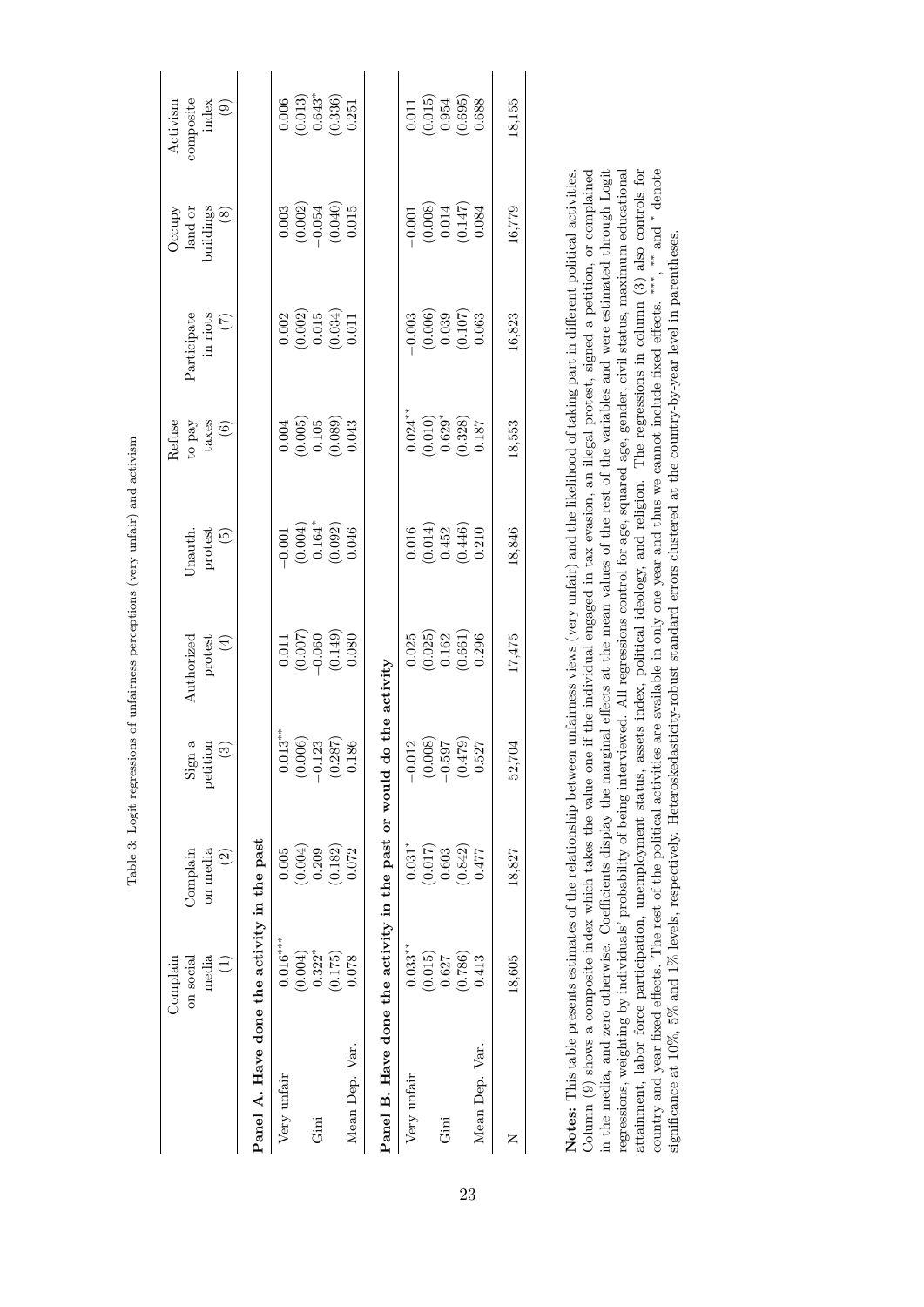Table 3: Logit regressions of unfairness perceptions (very unfair) and activism

| | Complain on social media (1) | Complain on media (2) | Sign a petition (3) | Authorized protest (4) | Unauth. protest (5) | Refuse to pay taxes (6) | Participate in riots (7) | Occupy land or buildings (8) | Activism composite index (9) |
|---|---|---|---|---|---|---|---|---|---|
| **Panel A. Have done the activity in the past** | | | | | | | | | |
| Very unfair | 0.016*** | 0.005 | 0.013** | 0.011 | −0.001 | 0.004 | 0.002 | 0.003 | 0.006 |
| | (0.004) | (0.004) | (0.006) | (0.007) | (0.004) | (0.005) | (0.002) | (0.002) | (0.013) |
| Gini | 0.322* | 0.209 | −0.123 | −0.060 | 0.164* | 0.105 | 0.015 | −0.054 | 0.643* |
| | (0.175) | (0.182) | (0.287) | (0.149) | (0.092) | (0.089) | (0.034) | (0.040) | (0.336) |
| Mean Dep. Var. | 0.078 | 0.072 | 0.186 | 0.080 | 0.046 | 0.043 | 0.011 | 0.015 | 0.251 |
| **Panel B. Have done the activity in the past or would do the activity** | | | | | | | | | |
| Very unfair | 0.033** | 0.031* | −0.012 | 0.025 | 0.016 | 0.024** | −0.003 | −0.001 | 0.011 |
| | (0.015) | (0.017) | (0.008) | (0.025) | (0.014) | (0.010) | (0.006) | (0.008) | (0.015) |
| Gini | 0.627 | 0.603 | −0.597 | 0.162 | 0.452 | 0.629* | 0.039 | 0.014 | 0.954 |
| | (0.786) | (0.842) | (0.479) | (0.661) | (0.446) | (0.328) | (0.107) | (0.147) | (0.695) |
| Mean Dep. Var. | 0.413 | 0.477 | 0.527 | 0.296 | 0.210 | 0.187 | 0.063 | 0.084 | 0.688 |
| N | 18,605 | 18,827 | 52,704 | 17,475 | 18,846 | 18,553 | 16,823 | 16,779 | 18,155 |

**Notes:** This table presents estimates of the relationship between unfairness views (very unfair) and the likelihood of taking part in different political activities. Column (9) shows a composite index which takes the value one if the individual engaged in tax evasion, an illegal protest, signed a petition, or complained in the media, and zero otherwise. Coefficients display the marginal effects at the mean values of the rest of the variables and were estimated through Logit regressions, weighting by individuals' probability of being interviewed. All regressions control for age, squared age, gender, civil status, maximum educational attainment, labor force participation, unemployment status, assets index, political ideology, and religion. The regressions in column (3) also controls for country and year fixed effects. The rest of the political activities are available in only one year and thus we cannot include fixed effects. ***, ** and * denote significance at 10%, 5% and 1% levels, respectively. Heteroskedasticity-robust standard errors clustered at the country-by-year level in parentheses.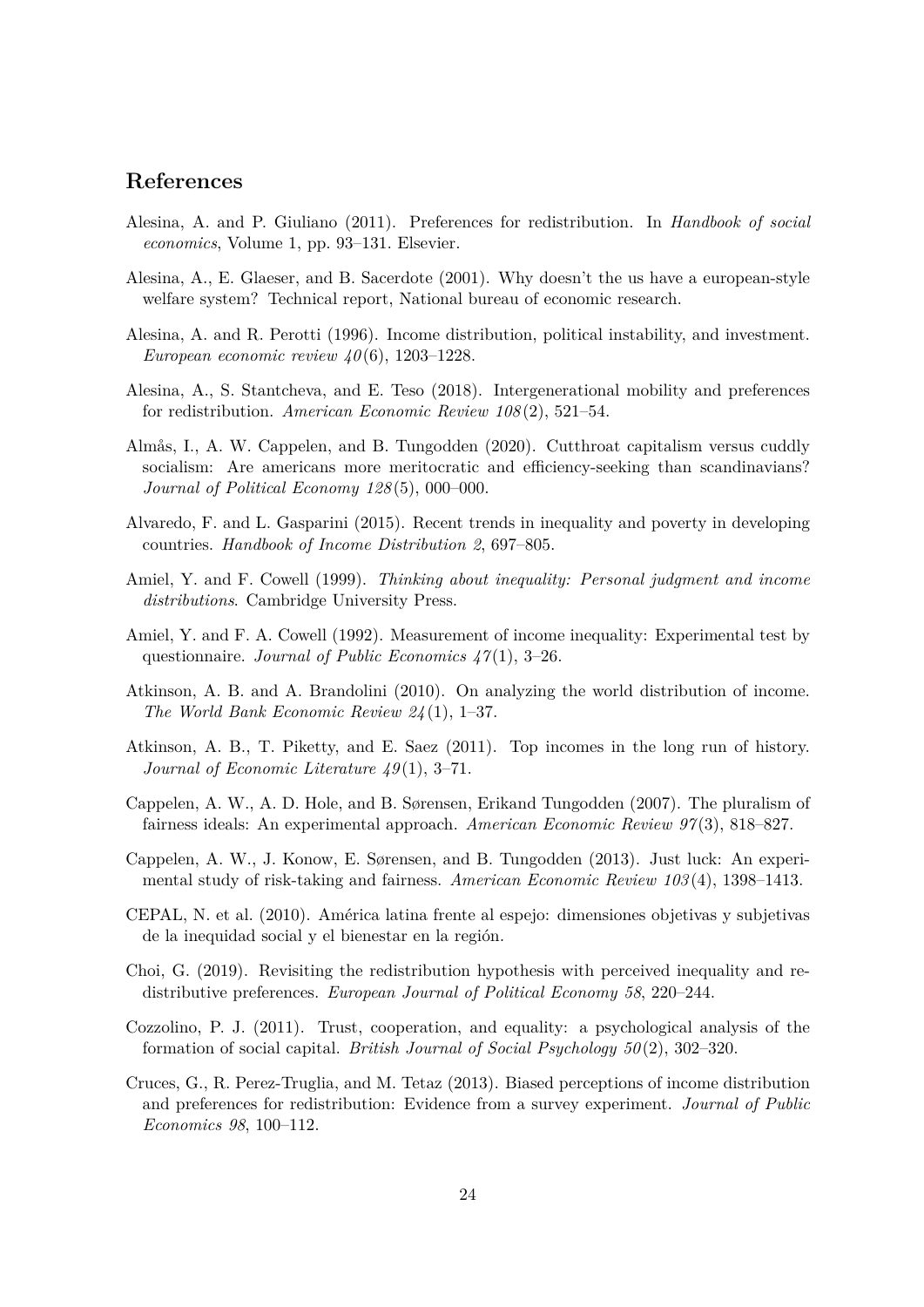## References

Alesina, A. and P. Giuliano (2011). Preferences for redistribution. In *Handbook of social economics*, Volume 1, pp. 93–131. Elsevier.

Alesina, A., E. Glaeser, and B. Sacerdote (2001). Why doesn't the us have a european-style welfare system? Technical report, National bureau of economic research.

Alesina, A. and R. Perotti (1996). Income distribution, political instability, and investment. *European economic review 40*(6), 1203–1228.

Alesina, A., S. Stantcheva, and E. Teso (2018). Intergenerational mobility and preferences for redistribution. *American Economic Review 108*(2), 521–54.

Almås, I., A. W. Cappelen, and B. Tungodden (2020). Cutthroat capitalism versus cuddly socialism: Are americans more meritocratic and efficiency-seeking than scandinavians? *Journal of Political Economy 128*(5), 000–000.

Alvaredo, F. and L. Gasparini (2015). Recent trends in inequality and poverty in developing countries. *Handbook of Income Distribution 2*, 697–805.

Amiel, Y. and F. Cowell (1999). *Thinking about inequality: Personal judgment and income distributions*. Cambridge University Press.

Amiel, Y. and F. A. Cowell (1992). Measurement of income inequality: Experimental test by questionnaire. *Journal of Public Economics 47*(1), 3–26.

Atkinson, A. B. and A. Brandolini (2010). On analyzing the world distribution of income. *The World Bank Economic Review 24*(1), 1–37.

Atkinson, A. B., T. Piketty, and E. Saez (2011). Top incomes in the long run of history. *Journal of Economic Literature 49*(1), 3–71.

Cappelen, A. W., A. D. Hole, and B. Sørensen, Erikand Tungodden (2007). The pluralism of fairness ideals: An experimental approach. *American Economic Review 97*(3), 818–827.

Cappelen, A. W., J. Konow, E. Sørensen, and B. Tungodden (2013). Just luck: An experimental study of risk-taking and fairness. *American Economic Review 103*(4), 1398–1413.

CEPAL, N. et al. (2010). América latina frente al espejo: dimensiones objetivas y subjetivas de la inequidad social y el bienestar en la región.

Choi, G. (2019). Revisiting the redistribution hypothesis with perceived inequality and redistributive preferences. *European Journal of Political Economy 58*, 220–244.

Cozzolino, P. J. (2011). Trust, cooperation, and equality: a psychological analysis of the formation of social capital. *British Journal of Social Psychology 50*(2), 302–320.

Cruces, G., R. Perez-Truglia, and M. Tetaz (2013). Biased perceptions of income distribution and preferences for redistribution: Evidence from a survey experiment. *Journal of Public Economics 98*, 100–112.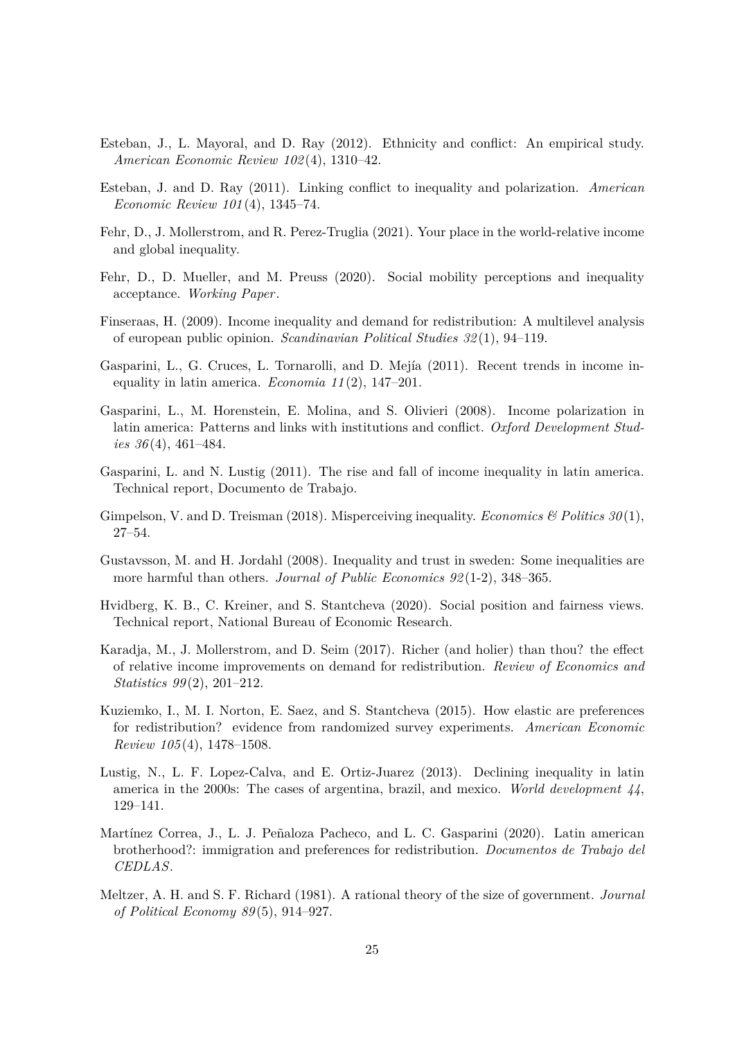Esteban, J., L. Mayoral, and D. Ray (2012). Ethnicity and conflict: An empirical study. *American Economic Review 102*(4), 1310–42.

Esteban, J. and D. Ray (2011). Linking conflict to inequality and polarization. *American Economic Review 101*(4), 1345–74.

Fehr, D., J. Mollerstrom, and R. Perez-Truglia (2021). Your place in the world-relative income and global inequality.

Fehr, D., D. Mueller, and M. Preuss (2020). Social mobility perceptions and inequality acceptance. *Working Paper*.

Finseraas, H. (2009). Income inequality and demand for redistribution: A multilevel analysis of european public opinion. *Scandinavian Political Studies 32*(1), 94–119.

Gasparini, L., G. Cruces, L. Tornarolli, and D. Mejía (2011). Recent trends in income inequality in latin america. *Economia 11*(2), 147–201.

Gasparini, L., M. Horenstein, E. Molina, and S. Olivieri (2008). Income polarization in latin america: Patterns and links with institutions and conflict. *Oxford Development Studies 36*(4), 461–484.

Gasparini, L. and N. Lustig (2011). The rise and fall of income inequality in latin america. Technical report, Documento de Trabajo.

Gimpelson, V. and D. Treisman (2018). Misperceiving inequality. *Economics & Politics 30*(1), 27–54.

Gustavsson, M. and H. Jordahl (2008). Inequality and trust in sweden: Some inequalities are more harmful than others. *Journal of Public Economics 92*(1-2), 348–365.

Hvidberg, K. B., C. Kreiner, and S. Stantcheva (2020). Social position and fairness views. Technical report, National Bureau of Economic Research.

Karadja, M., J. Mollerstrom, and D. Seim (2017). Richer (and holier) than thou? the effect of relative income improvements on demand for redistribution. *Review of Economics and Statistics 99*(2), 201–212.

Kuziemko, I., M. I. Norton, E. Saez, and S. Stantcheva (2015). How elastic are preferences for redistribution? evidence from randomized survey experiments. *American Economic Review 105*(4), 1478–1508.

Lustig, N., L. F. Lopez-Calva, and E. Ortiz-Juarez (2013). Declining inequality in latin america in the 2000s: The cases of argentina, brazil, and mexico. *World development 44*, 129–141.

Martínez Correa, J., L. J. Peñaloza Pacheco, and L. C. Gasparini (2020). Latin american brotherhood?: immigration and preferences for redistribution. *Documentos de Trabajo del CEDLAS*.

Meltzer, A. H. and S. F. Richard (1981). A rational theory of the size of government. *Journal of Political Economy 89*(5), 914–927.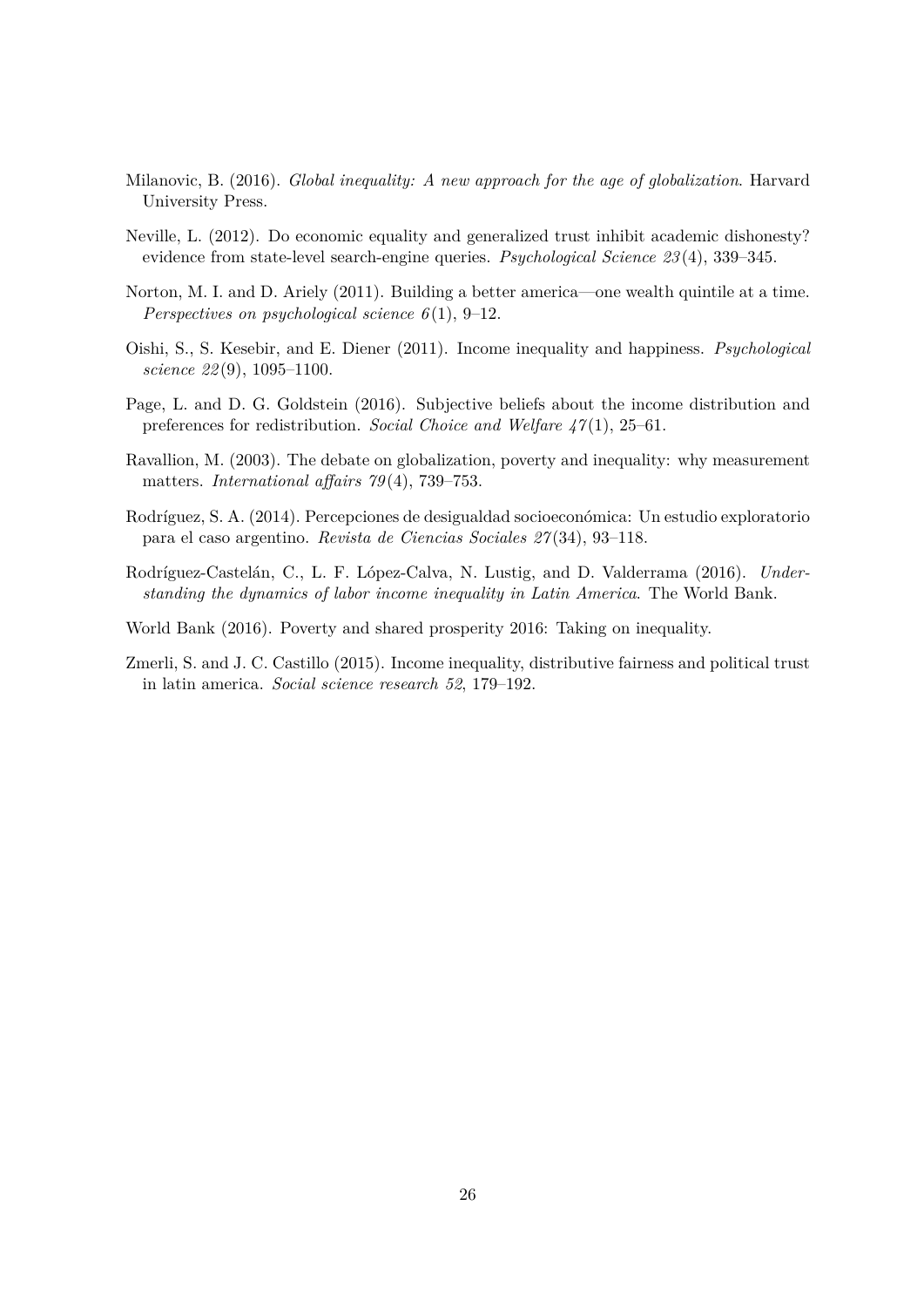Milanovic, B. (2016). *Global inequality: A new approach for the age of globalization*. Harvard University Press.

Neville, L. (2012). Do economic equality and generalized trust inhibit academic dishonesty? evidence from state-level search-engine queries. *Psychological Science 23*(4), 339–345.

Norton, M. I. and D. Ariely (2011). Building a better america—one wealth quintile at a time. *Perspectives on psychological science 6*(1), 9–12.

Oishi, S., S. Kesebir, and E. Diener (2011). Income inequality and happiness. *Psychological science 22*(9), 1095–1100.

Page, L. and D. G. Goldstein (2016). Subjective beliefs about the income distribution and preferences for redistribution. *Social Choice and Welfare 47*(1), 25–61.

Ravallion, M. (2003). The debate on globalization, poverty and inequality: why measurement matters. *International affairs 79*(4), 739–753.

Rodríguez, S. A. (2014). Percepciones de desigualdad socioeconómica: Un estudio exploratorio para el caso argentino. *Revista de Ciencias Sociales 27*(34), 93–118.

Rodríguez-Castelán, C., L. F. López-Calva, N. Lustig, and D. Valderrama (2016). *Understanding the dynamics of labor income inequality in Latin America*. The World Bank.

World Bank (2016). Poverty and shared prosperity 2016: Taking on inequality.

Zmerli, S. and J. C. Castillo (2015). Income inequality, distributive fairness and political trust in latin america. *Social science research 52*, 179–192.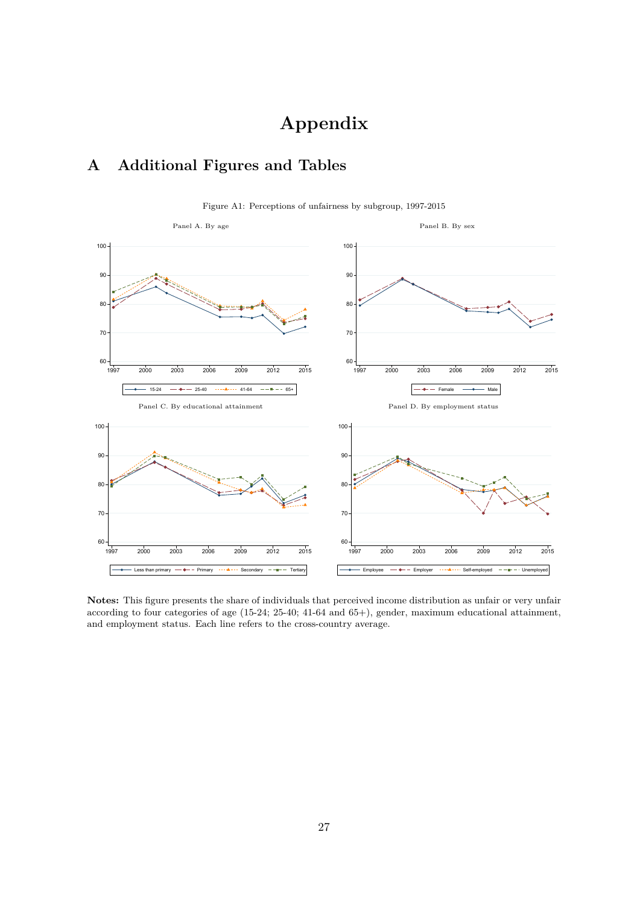# Appendix

## A Additional Figures and Tables

Figure A1: Perceptions of unfairness by subgroup, 1997-2015

Panel A. By age

Panel B. By sex

Panel C. By educational attainment

Panel D. By employment status

**Notes:** This figure presents the share of individuals that perceived income distribution as unfair or very unfair according to four categories of age (15-24; 25-40; 41-64 and 65+), gender, maximum educational attainment, and employment status. Each line refers to the cross-country average.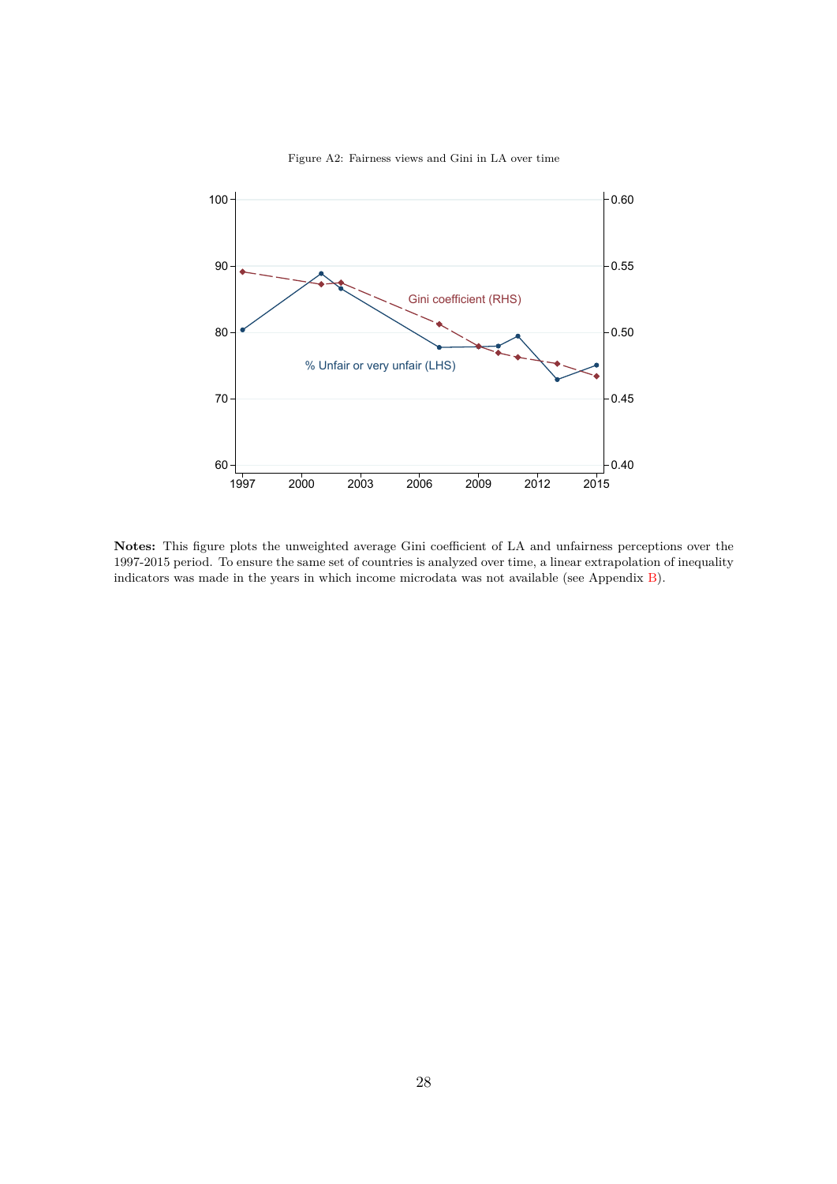Figure A2: Fairness views and Gini in LA over time

**Notes:** This figure plots the unweighted average Gini coefficient of LA and unfairness perceptions over the 1997-2015 period. To ensure the same set of countries is analyzed over time, a linear extrapolation of inequality indicators was made in the years in which income microdata was not available (see Appendix B).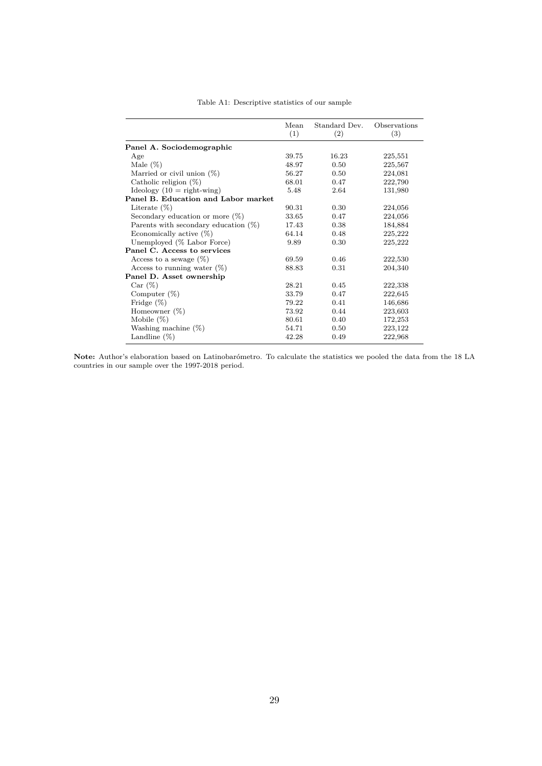Table A1: Descriptive statistics of our sample

| | Mean (1) | Standard Dev. (2) | Observations (3) |
|---|---|---|---|
| **Panel A. Sociodemographic** | | | |
| Age | 39.75 | 16.23 | 225,551 |
| Male (%) | 48.97 | 0.50 | 225,567 |
| Married or civil union (%) | 56.27 | 0.50 | 224,081 |
| Catholic religion (%) | 68.01 | 0.47 | 222,790 |
| Ideology (10 = right-wing) | 5.48 | 2.64 | 131,980 |
| **Panel B. Education and Labor market** | | | |
| Literate (%) | 90.31 | 0.30 | 224,056 |
| Secondary education or more (%) | 33.65 | 0.47 | 224,056 |
| Parents with secondary education (%) | 17.43 | 0.38 | 184,884 |
| Economically active (%) | 64.14 | 0.48 | 225,222 |
| Unemployed (% Labor Force) | 9.89 | 0.30 | 225,222 |
| **Panel C. Access to services** | | | |
| Access to a sewage (%) | 69.59 | 0.46 | 222,530 |
| Access to running water (%) | 88.83 | 0.31 | 204,340 |
| **Panel D. Asset ownership** | | | |
| Car (%) | 28.21 | 0.45 | 222,338 |
| Computer (%) | 33.79 | 0.47 | 222,645 |
| Fridge (%) | 79.22 | 0.41 | 146,686 |
| Homeowner (%) | 73.92 | 0.44 | 223,603 |
| Mobile (%) | 80.61 | 0.40 | 172,253 |
| Washing machine (%) | 54.71 | 0.50 | 223,122 |
| Landline (%) | 42.28 | 0.49 | 222,968 |

**Note:** Author's elaboration based on Latinobarómetro. To calculate the statistics we pooled the data from the 18 LA countries in our sample over the 1997-2018 period.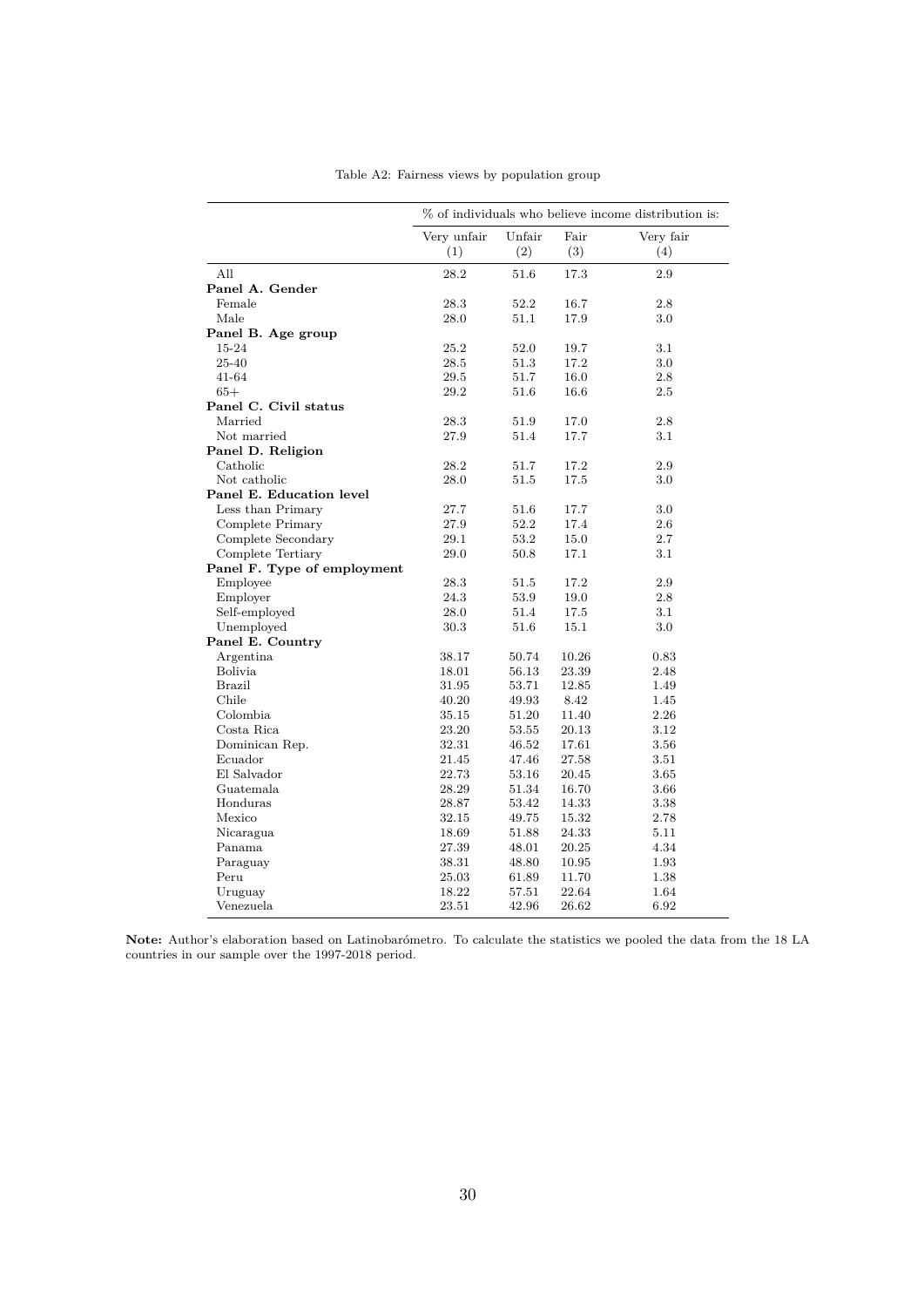Table A2: Fairness views by population group

| | % of individuals who believe income distribution is: | | | |
|---|---|---|---|---|
| | Very unfair (1) | Unfair (2) | Fair (3) | Very fair (4) |
| All | 28.2 | 51.6 | 17.3 | 2.9 |
| **Panel A. Gender** | | | | |
| Female | 28.3 | 52.2 | 16.7 | 2.8 |
| Male | 28.0 | 51.1 | 17.9 | 3.0 |
| **Panel B. Age group** | | | | |
| 15-24 | 25.2 | 52.0 | 19.7 | 3.1 |
| 25-40 | 28.5 | 51.3 | 17.2 | 3.0 |
| 41-64 | 29.5 | 51.7 | 16.0 | 2.8 |
| 65+ | 29.2 | 51.6 | 16.6 | 2.5 |
| **Panel C. Civil status** | | | | |
| Married | 28.3 | 51.9 | 17.0 | 2.8 |
| Not married | 27.9 | 51.4 | 17.7 | 3.1 |
| **Panel D. Religion** | | | | |
| Catholic | 28.2 | 51.7 | 17.2 | 2.9 |
| Not catholic | 28.0 | 51.5 | 17.5 | 3.0 |
| **Panel E. Education level** | | | | |
| Less than Primary | 27.7 | 51.6 | 17.7 | 3.0 |
| Complete Primary | 27.9 | 52.2 | 17.4 | 2.6 |
| Complete Secondary | 29.1 | 53.2 | 15.0 | 2.7 |
| Complete Tertiary | 29.0 | 50.8 | 17.1 | 3.1 |
| **Panel F. Type of employment** | | | | |
| Employee | 28.3 | 51.5 | 17.2 | 2.9 |
| Employer | 24.3 | 53.9 | 19.0 | 2.8 |
| Self-employed | 28.0 | 51.4 | 17.5 | 3.1 |
| Unemployed | 30.3 | 51.6 | 15.1 | 3.0 |
| **Panel E. Country** | | | | |
| Argentina | 38.17 | 50.74 | 10.26 | 0.83 |
| Bolivia | 18.01 | 56.13 | 23.39 | 2.48 |
| Brazil | 31.95 | 53.71 | 12.85 | 1.49 |
| Chile | 40.20 | 49.93 | 8.42 | 1.45 |
| Colombia | 35.15 | 51.20 | 11.40 | 2.26 |
| Costa Rica | 23.20 | 53.55 | 20.13 | 3.12 |
| Dominican Rep. | 32.31 | 46.52 | 17.61 | 3.56 |
| Ecuador | 21.45 | 47.46 | 27.58 | 3.51 |
| El Salvador | 22.73 | 53.16 | 20.45 | 3.65 |
| Guatemala | 28.29 | 51.34 | 16.70 | 3.66 |
| Honduras | 28.87 | 53.42 | 14.33 | 3.38 |
| Mexico | 32.15 | 49.75 | 15.32 | 2.78 |
| Nicaragua | 18.69 | 51.88 | 24.33 | 5.11 |
| Panama | 27.39 | 48.01 | 20.25 | 4.34 |
| Paraguay | 38.31 | 48.80 | 10.95 | 1.93 |
| Peru | 25.03 | 61.89 | 11.70 | 1.38 |
| Uruguay | 18.22 | 57.51 | 22.64 | 1.64 |
| Venezuela | 23.51 | 42.96 | 26.62 | 6.92 |

**Note:** Author's elaboration based on Latinobarómetro. To calculate the statistics we pooled the data from the 18 LA countries in our sample over the 1997-2018 period.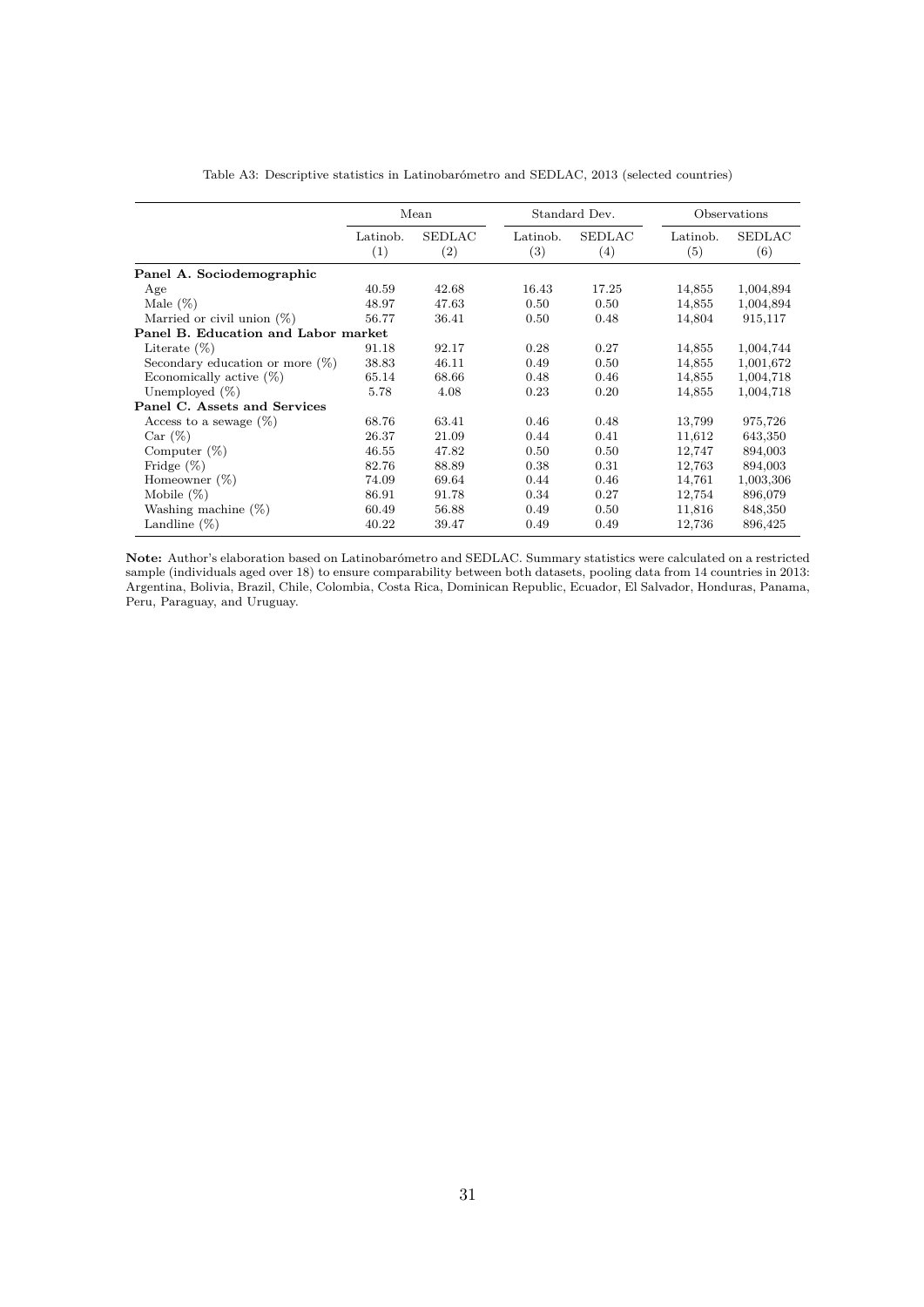Table A3: Descriptive statistics in Latinobarómetro and SEDLAC, 2013 (selected countries)

| | Mean | | Standard Dev. | | Observations | |
|---|---|---|---|---|---|---|
| | Latinob. (1) | SEDLAC (2) | Latinob. (3) | SEDLAC (4) | Latinob. (5) | SEDLAC (6) |
| **Panel A. Sociodemographic** | | | | | | |
| Age | 40.59 | 42.68 | 16.43 | 17.25 | 14,855 | 1,004,894 |
| Male (%) | 48.97 | 47.63 | 0.50 | 0.50 | 14,855 | 1,004,894 |
| Married or civil union (%) | 56.77 | 36.41 | 0.50 | 0.48 | 14,804 | 915,117 |
| **Panel B. Education and Labor market** | | | | | | |
| Literate (%) | 91.18 | 92.17 | 0.28 | 0.27 | 14,855 | 1,004,744 |
| Secondary education or more (%) | 38.83 | 46.11 | 0.49 | 0.50 | 14,855 | 1,001,672 |
| Economically active (%) | 65.14 | 68.66 | 0.48 | 0.46 | 14,855 | 1,004,718 |
| Unemployed (%) | 5.78 | 4.08 | 0.23 | 0.20 | 14,855 | 1,004,718 |
| **Panel C. Assets and Services** | | | | | | |
| Access to a sewage (%) | 68.76 | 63.41 | 0.46 | 0.48 | 13,799 | 975,726 |
| Car (%) | 26.37 | 21.09 | 0.44 | 0.41 | 11,612 | 643,350 |
| Computer (%) | 46.55 | 47.82 | 0.50 | 0.50 | 12,747 | 894,003 |
| Fridge (%) | 82.76 | 88.89 | 0.38 | 0.31 | 12,763 | 894,003 |
| Homeowner (%) | 74.09 | 69.64 | 0.44 | 0.46 | 14,761 | 1,003,306 |
| Mobile (%) | 86.91 | 91.78 | 0.34 | 0.27 | 12,754 | 896,079 |
| Washing machine (%) | 60.49 | 56.88 | 0.49 | 0.50 | 11,816 | 848,350 |
| Landline (%) | 40.22 | 39.47 | 0.49 | 0.49 | 12,736 | 896,425 |

**Note:** Author's elaboration based on Latinobarómetro and SEDLAC. Summary statistics were calculated on a restricted sample (individuals aged over 18) to ensure comparability between both datasets, pooling data from 14 countries in 2013: Argentina, Bolivia, Brazil, Chile, Colombia, Costa Rica, Dominican Republic, Ecuador, El Salvador, Honduras, Panama, Peru, Paraguay, and Uruguay.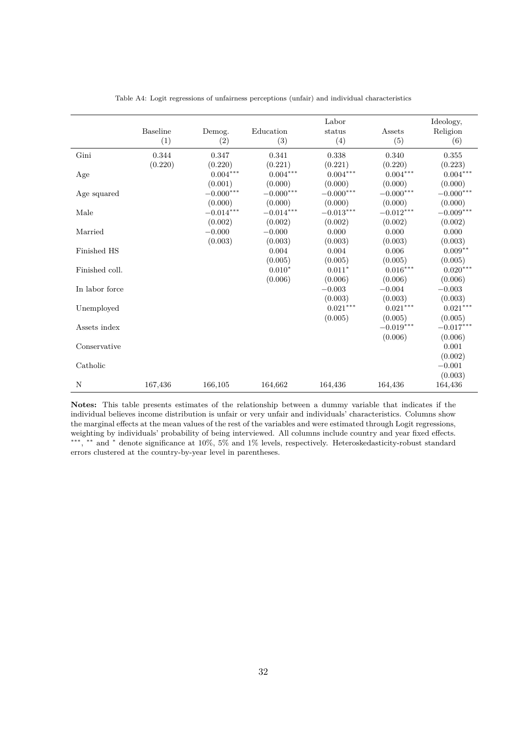Table A4: Logit regressions of unfairness perceptions (unfair) and individual characteristics

| | Baseline (1) | Demog. (2) | Education (3) | Labor status (4) | Assets (5) | Ideology, Religion (6) |
|---|---|---|---|---|---|---|
| Gini | 0.344 | 0.347 | 0.341 | 0.338 | 0.340 | 0.355 |
| | (0.220) | (0.220) | (0.221) | (0.221) | (0.220) | (0.223) |
| Age | | $0.004^{***}$ | $0.004^{***}$ | $0.004^{***}$ | $0.004^{***}$ | $0.004^{***}$ |
| | | (0.001) | (0.000) | (0.000) | (0.000) | (0.000) |
| Age squared | | $-0.000^{***}$ | $-0.000^{***}$ | $-0.000^{***}$ | $-0.000^{***}$ | $-0.000^{***}$ |
| | | (0.000) | (0.000) | (0.000) | (0.000) | (0.000) |
| Male | | $-0.014^{***}$ | $-0.014^{***}$ | $-0.013^{***}$ | $-0.012^{***}$ | $-0.009^{***}$ |
| | | (0.002) | (0.002) | (0.002) | (0.002) | (0.002) |
| Married | | $-0.000$ | $-0.000$ | 0.000 | 0.000 | 0.000 |
| | | (0.003) | (0.003) | (0.003) | (0.003) | (0.003) |
| Finished HS | | | 0.004 | 0.004 | 0.006 | $0.009^{**}$ |
| | | | (0.005) | (0.005) | (0.005) | (0.005) |
| Finished coll. | | | $0.010^{*}$ | $0.011^{*}$ | $0.016^{***}$ | $0.020^{***}$ |
| | | | (0.006) | (0.006) | (0.006) | (0.006) |
| In labor force | | | | $-0.003$ | $-0.004$ | $-0.003$ |
| | | | | (0.003) | (0.003) | (0.003) |
| Unemployed | | | | $0.021^{***}$ | $0.021^{***}$ | $0.021^{***}$ |
| | | | | (0.005) | (0.005) | (0.005) |
| Assets index | | | | | $-0.019^{***}$ | $-0.017^{***}$ |
| | | | | | (0.006) | (0.006) |
| Conservative | | | | | | 0.001 |
| | | | | | | (0.002) |
| Catholic | | | | | | $-0.001$ |
| | | | | | | (0.003) |
| N | 167,436 | 166,105 | 164,662 | 164,436 | 164,436 | 164,436 |

**Notes:** This table presents estimates of the relationship between a dummy variable that indicates if the individual believes income distribution is unfair or very unfair and individuals' characteristics. Columns show the marginal effects at the mean values of the rest of the variables and were estimated through Logit regressions, weighting by individuals' probability of being interviewed. All columns include country and year fixed effects. $^{***}$, $^{**}$ and $^{*}$ denote significance at 10%, 5% and 1% levels, respectively. Heteroskedasticity-robust standard errors clustered at the country-by-year level in parentheses.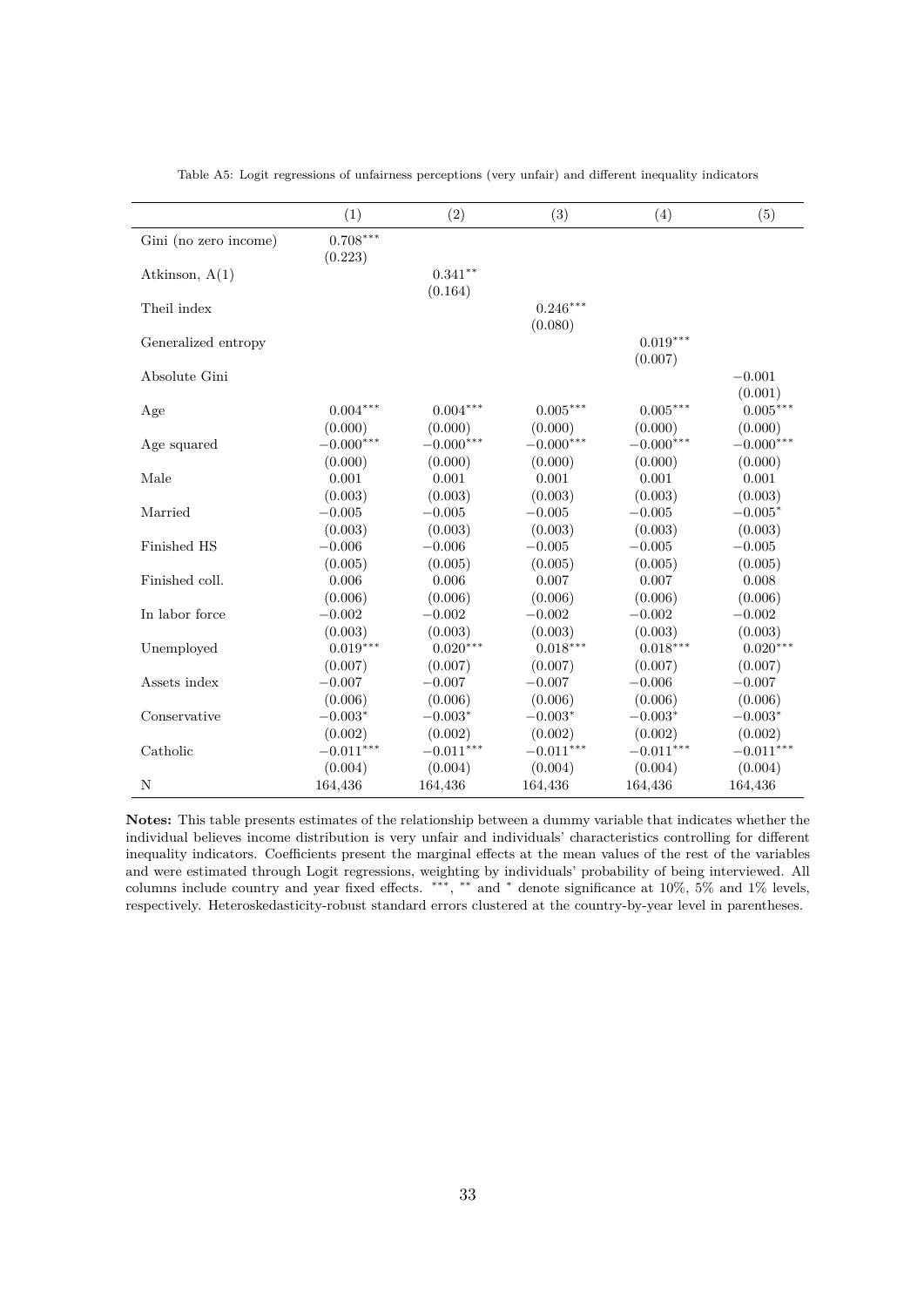Table A5: Logit regressions of unfairness perceptions (very unfair) and different inequality indicators

| | (1) | (2) | (3) | (4) | (5) |
|---|---|---|---|---|---|
| Gini (no zero income) | $0.708^{***}$ | | | | |
| | (0.223) | | | | |
| Atkinson, A(1) | | $0.341^{**}$ | | | |
| | | (0.164) | | | |
| Theil index | | | $0.246^{***}$ | | |
| | | | (0.080) | | |
| Generalized entropy | | | | $0.019^{***}$ | |
| | | | | (0.007) | |
| Absolute Gini | | | | | $-0.001$ |
| | | | | | (0.001) |
| Age | $0.004^{***}$ | $0.004^{***}$ | $0.005^{***}$ | $0.005^{***}$ | $0.005^{***}$ |
| | (0.000) | (0.000) | (0.000) | (0.000) | (0.000) |
| Age squared | $-0.000^{***}$ | $-0.000^{***}$ | $-0.000^{***}$ | $-0.000^{***}$ | $-0.000^{***}$ |
| | (0.000) | (0.000) | (0.000) | (0.000) | (0.000) |
| Male | 0.001 | 0.001 | 0.001 | 0.001 | 0.001 |
| | (0.003) | (0.003) | (0.003) | (0.003) | (0.003) |
| Married | $-0.005$ | $-0.005$ | $-0.005$ | $-0.005$ | $-0.005^{*}$ |
| | (0.003) | (0.003) | (0.003) | (0.003) | (0.003) |
| Finished HS | $-0.006$ | $-0.006$ | $-0.005$ | $-0.005$ | $-0.005$ |
| | (0.005) | (0.005) | (0.005) | (0.005) | (0.005) |
| Finished coll. | 0.006 | 0.006 | 0.007 | 0.007 | 0.008 |
| | (0.006) | (0.006) | (0.006) | (0.006) | (0.006) |
| In labor force | $-0.002$ | $-0.002$ | $-0.002$ | $-0.002$ | $-0.002$ |
| | (0.003) | (0.003) | (0.003) | (0.003) | (0.003) |
| Unemployed | $0.019^{***}$ | $0.020^{***}$ | $0.018^{***}$ | $0.018^{***}$ | $0.020^{***}$ |
| | (0.007) | (0.007) | (0.007) | (0.007) | (0.007) |
| Assets index | $-0.007$ | $-0.007$ | $-0.007$ | $-0.006$ | $-0.007$ |
| | (0.006) | (0.006) | (0.006) | (0.006) | (0.006) |
| Conservative | $-0.003^{*}$ | $-0.003^{*}$ | $-0.003^{*}$ | $-0.003^{*}$ | $-0.003^{*}$ |
| | (0.002) | (0.002) | (0.002) | (0.002) | (0.002) |
| Catholic | $-0.011^{***}$ | $-0.011^{***}$ | $-0.011^{***}$ | $-0.011^{***}$ | $-0.011^{***}$ |
| | (0.004) | (0.004) | (0.004) | (0.004) | (0.004) |
| N | 164,436 | 164,436 | 164,436 | 164,436 | 164,436 |

**Notes:** This table presents estimates of the relationship between a dummy variable that indicates whether the individual believes income distribution is very unfair and individuals' characteristics controlling for different inequality indicators. Coefficients present the marginal effects at the mean values of the rest of the variables and were estimated through Logit regressions, weighting by individuals' probability of being interviewed. All columns include country and year fixed effects. $^{***}$, $^{**}$ and $^{*}$ denote significance at 10%, 5% and 1% levels, respectively. Heteroskedasticity-robust standard errors clustered at the country-by-year level in parentheses.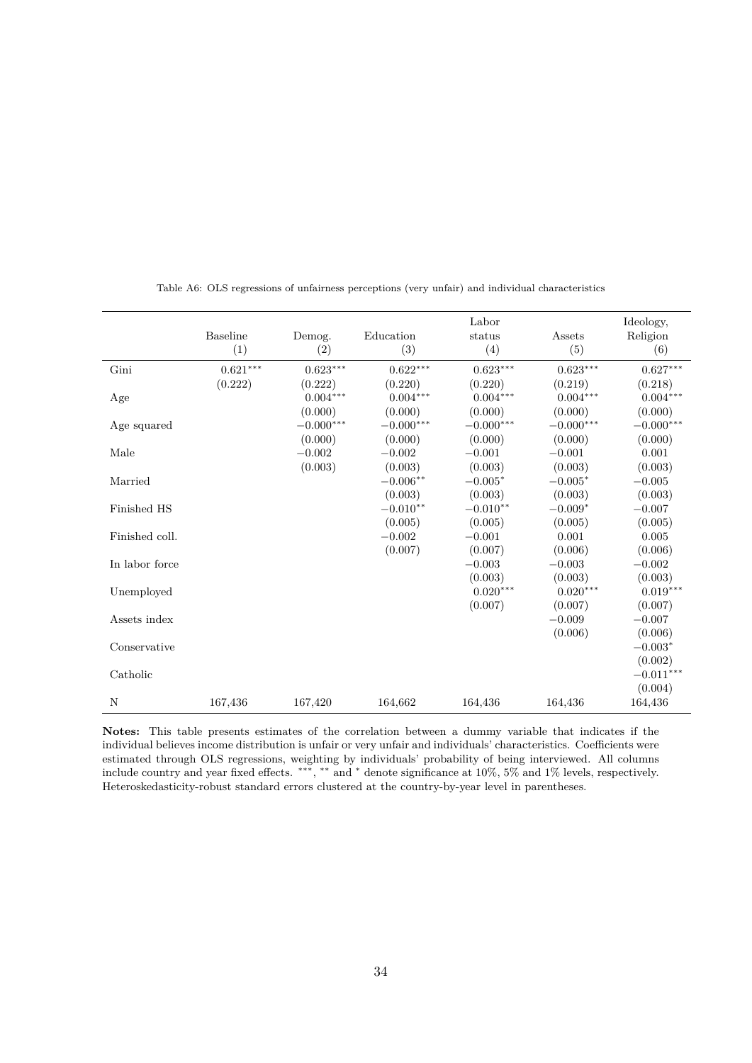Table A6: OLS regressions of unfairness perceptions (very unfair) and individual characteristics

| | Baseline (1) | Demog. (2) | Education (3) | Labor status (4) | Assets (5) | Ideology, Religion (6) |
|---|---|---|---|---|---|---|
| Gini | 0.621*** | 0.623*** | 0.622*** | 0.623*** | 0.623*** | 0.627*** |
| | (0.222) | (0.222) | (0.220) | (0.220) | (0.219) | (0.218) |
| Age | | 0.004*** | 0.004*** | 0.004*** | 0.004*** | 0.004*** |
| | | (0.000) | (0.000) | (0.000) | (0.000) | (0.000) |
| Age squared | | −0.000*** | −0.000*** | −0.000*** | −0.000*** | −0.000*** |
| | | (0.000) | (0.000) | (0.000) | (0.000) | (0.000) |
| Male | | −0.002 | −0.002 | −0.001 | −0.001 | 0.001 |
| | | (0.003) | (0.003) | (0.003) | (0.003) | (0.003) |
| Married | | | −0.006** | −0.005* | −0.005* | −0.005 |
| | | | (0.003) | (0.003) | (0.003) | (0.003) |
| Finished HS | | | −0.010** | −0.010** | −0.009* | −0.007 |
| | | | (0.005) | (0.005) | (0.005) | (0.005) |
| Finished coll. | | | −0.002 | −0.001 | 0.001 | 0.005 |
| | | | (0.007) | (0.007) | (0.006) | (0.006) |
| In labor force | | | | −0.003 | −0.003 | −0.002 |
| | | | | (0.003) | (0.003) | (0.003) |
| Unemployed | | | | 0.020*** | 0.020*** | 0.019*** |
| | | | | (0.007) | (0.007) | (0.007) |
| Assets index | | | | | −0.009 | −0.007 |
| | | | | | (0.006) | (0.006) |
| Conservative | | | | | | −0.003* |
| | | | | | | (0.002) |
| Catholic | | | | | | −0.011*** |
| | | | | | | (0.004) |
| N | 167,436 | 167,420 | 164,662 | 164,436 | 164,436 | 164,436 |

**Notes:** This table presents estimates of the correlation between a dummy variable that indicates if the individual believes income distribution is unfair or very unfair and individuals' characteristics. Coefficients were estimated through OLS regressions, weighting by individuals' probability of being interviewed. All columns include country and year fixed effects. ***, ** and * denote significance at 10%, 5% and 1% levels, respectively. Heteroskedasticity-robust standard errors clustered at the country-by-year level in parentheses.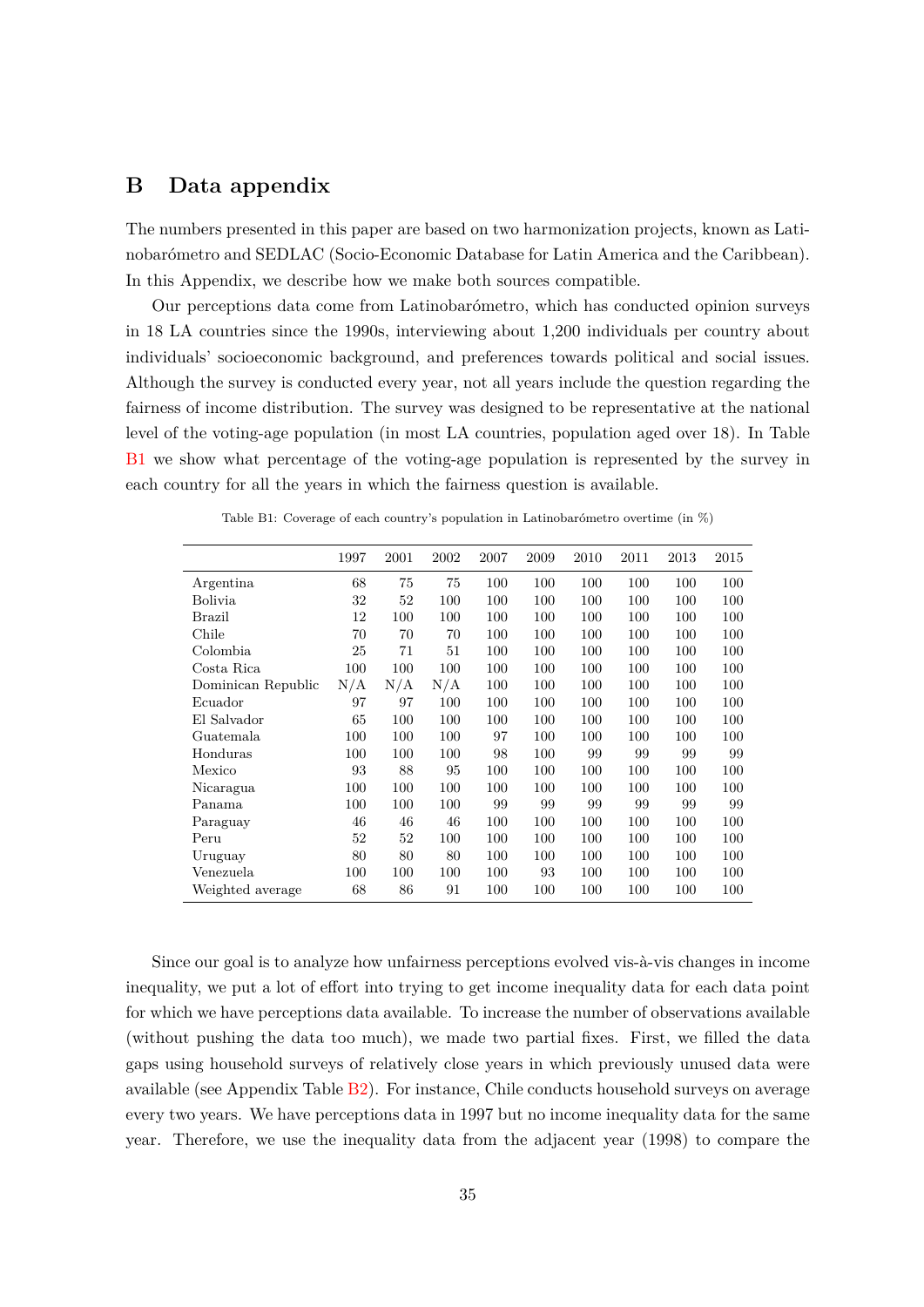## B Data appendix

The numbers presented in this paper are based on two harmonization projects, known as Latinobarómetro and SEDLAC (Socio-Economic Database for Latin America and the Caribbean). In this Appendix, we describe how we make both sources compatible.

Our perceptions data come from Latinobarómetro, which has conducted opinion surveys in 18 LA countries since the 1990s, interviewing about 1,200 individuals per country about individuals' socioeconomic background, and preferences towards political and social issues. Although the survey is conducted every year, not all years include the question regarding the fairness of income distribution. The survey was designed to be representative at the national level of the voting-age population (in most LA countries, population aged over 18). In Table B1 we show what percentage of the voting-age population is represented by the survey in each country for all the years in which the fairness question is available.

Table B1: Coverage of each country's population in Latinobarómetro overtime (in %)

| | 1997 | 2001 | 2002 | 2007 | 2009 | 2010 | 2011 | 2013 | 2015 |
|---|---|---|---|---|---|---|---|---|---|
| Argentina | 68 | 75 | 75 | 100 | 100 | 100 | 100 | 100 | 100 |
| Bolivia | 32 | 52 | 100 | 100 | 100 | 100 | 100 | 100 | 100 |
| Brazil | 12 | 100 | 100 | 100 | 100 | 100 | 100 | 100 | 100 |
| Chile | 70 | 70 | 70 | 100 | 100 | 100 | 100 | 100 | 100 |
| Colombia | 25 | 71 | 51 | 100 | 100 | 100 | 100 | 100 | 100 |
| Costa Rica | 100 | 100 | 100 | 100 | 100 | 100 | 100 | 100 | 100 |
| Dominican Republic | N/A | N/A | N/A | 100 | 100 | 100 | 100 | 100 | 100 |
| Ecuador | 97 | 97 | 100 | 100 | 100 | 100 | 100 | 100 | 100 |
| El Salvador | 65 | 100 | 100 | 100 | 100 | 100 | 100 | 100 | 100 |
| Guatemala | 100 | 100 | 100 | 97 | 100 | 100 | 100 | 100 | 100 |
| Honduras | 100 | 100 | 100 | 98 | 100 | 99 | 99 | 99 | 99 |
| Mexico | 93 | 88 | 95 | 100 | 100 | 100 | 100 | 100 | 100 |
| Nicaragua | 100 | 100 | 100 | 100 | 100 | 100 | 100 | 100 | 100 |
| Panama | 100 | 100 | 100 | 99 | 99 | 99 | 99 | 99 | 99 |
| Paraguay | 46 | 46 | 46 | 100 | 100 | 100 | 100 | 100 | 100 |
| Peru | 52 | 52 | 100 | 100 | 100 | 100 | 100 | 100 | 100 |
| Uruguay | 80 | 80 | 80 | 100 | 100 | 100 | 100 | 100 | 100 |
| Venezuela | 100 | 100 | 100 | 100 | 93 | 100 | 100 | 100 | 100 |
| Weighted average | 68 | 86 | 91 | 100 | 100 | 100 | 100 | 100 | 100 |

Since our goal is to analyze how unfairness perceptions evolved vis-à-vis changes in income inequality, we put a lot of effort into trying to get income inequality data for each data point for which we have perceptions data available. To increase the number of observations available (without pushing the data too much), we made two partial fixes. First, we filled the data gaps using household surveys of relatively close years in which previously unused data were available (see Appendix Table B2). For instance, Chile conducts household surveys on average every two years. We have perceptions data in 1997 but no income inequality data for the same year. Therefore, we use the inequality data from the adjacent year (1998) to compare the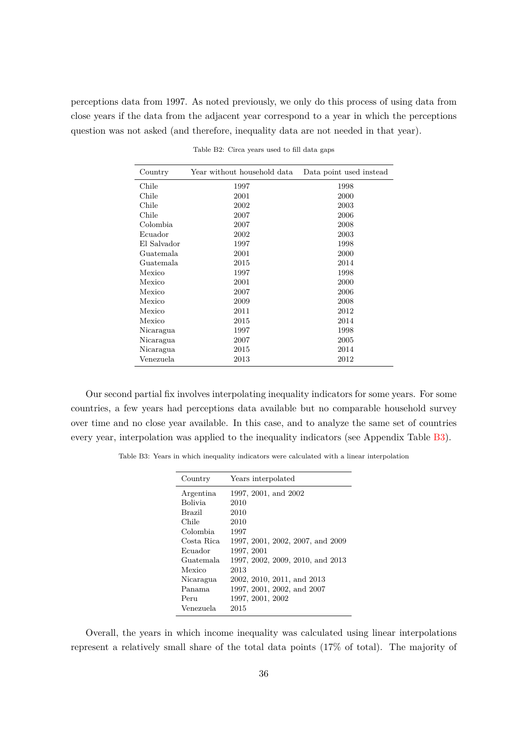perceptions data from 1997. As noted previously, we only do this process of using data from close years if the data from the adjacent year correspond to a year in which the perceptions question was not asked (and therefore, inequality data are not needed in that year).

Table B2: Circa years used to fill data gaps

| Country | Year without household data | Data point used instead |
|---|---|---|
| Chile | 1997 | 1998 |
| Chile | 2001 | 2000 |
| Chile | 2002 | 2003 |
| Chile | 2007 | 2006 |
| Colombia | 2007 | 2008 |
| Ecuador | 2002 | 2003 |
| El Salvador | 1997 | 1998 |
| Guatemala | 2001 | 2000 |
| Guatemala | 2015 | 2014 |
| Mexico | 1997 | 1998 |
| Mexico | 2001 | 2000 |
| Mexico | 2007 | 2006 |
| Mexico | 2009 | 2008 |
| Mexico | 2011 | 2012 |
| Mexico | 2015 | 2014 |
| Nicaragua | 1997 | 1998 |
| Nicaragua | 2007 | 2005 |
| Nicaragua | 2015 | 2014 |
| Venezuela | 2013 | 2012 |

Our second partial fix involves interpolating inequality indicators for some years. For some countries, a few years had perceptions data available but no comparable household survey over time and no close year available. In this case, and to analyze the same set of countries every year, interpolation was applied to the inequality indicators (see Appendix Table B3).

Table B3: Years in which inequality indicators were calculated with a linear interpolation

| Country | Years interpolated |
|---|---|
| Argentina | 1997, 2001, and 2002 |
| Bolivia | 2010 |
| Brazil | 2010 |
| Chile | 2010 |
| Colombia | 1997 |
| Costa Rica | 1997, 2001, 2002, 2007, and 2009 |
| Ecuador | 1997, 2001 |
| Guatemala | 1997, 2002, 2009, 2010, and 2013 |
| Mexico | 2013 |
| Nicaragua | 2002, 2010, 2011, and 2013 |
| Panama | 1997, 2001, 2002, and 2007 |
| Peru | 1997, 2001, 2002 |
| Venezuela | 2015 |

Overall, the years in which income inequality was calculated using linear interpolations represent a relatively small share of the total data points (17% of total). The majority of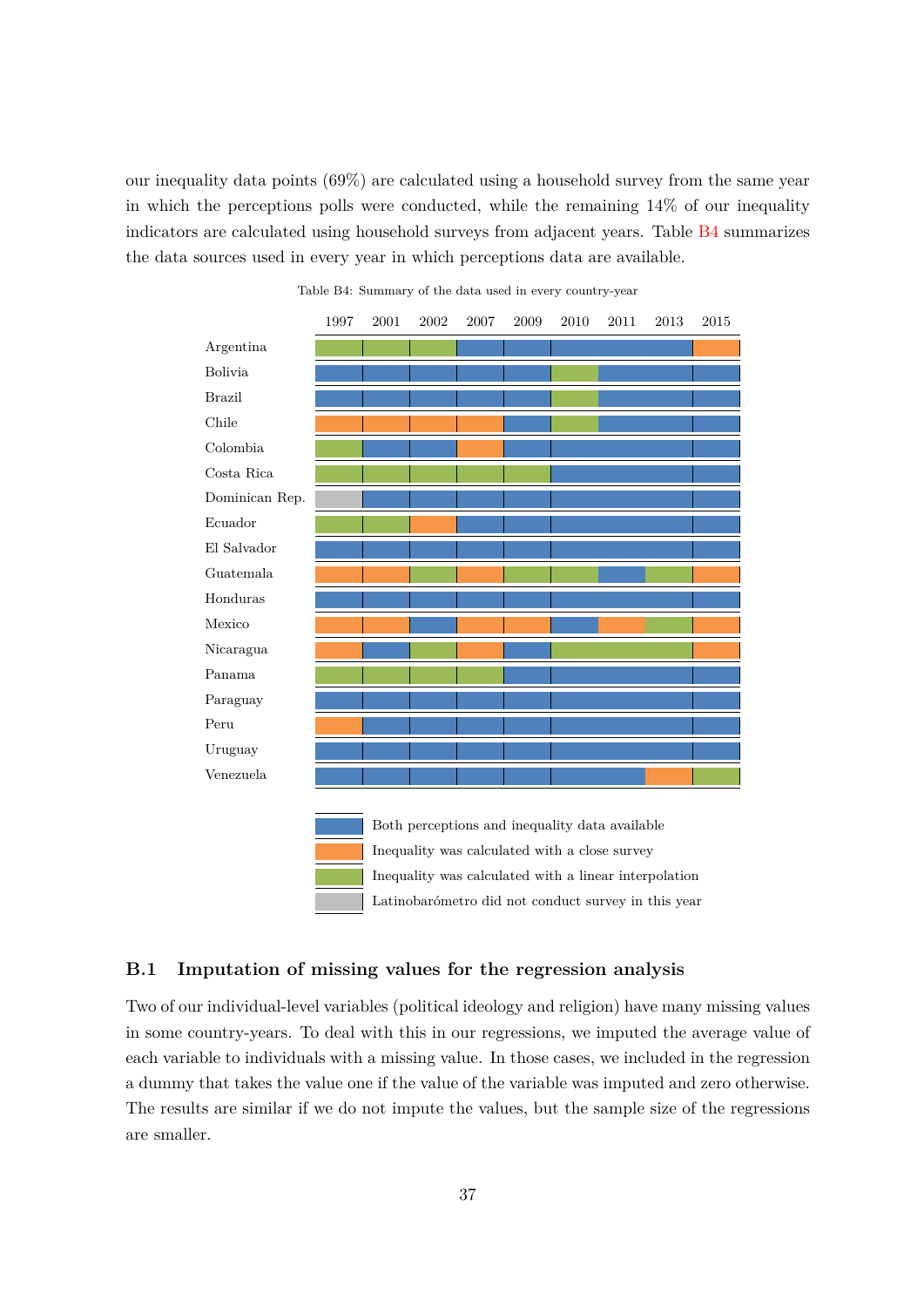our inequality data points (69%) are calculated using a household survey from the same year in which the perceptions polls were conducted, while the remaining 14% of our inequality indicators are calculated using household surveys from adjacent years. Table B4 summarizes the data sources used in every year in which perceptions data are available.

Table B4: Summary of the data used in every country-year

| | 1997 | 2001 | 2002 | 2007 | 2009 | 2010 | 2011 | 2013 | 2015 |
|---|---|---|---|---|---|---|---|---|---|
| Argentina | I | I | I | B | B | B | B | B | C |
| Bolivia | B | B | B | B | B | I | B | B | B |
| Brazil | B | B | B | B | B | I | B | B | B |
| Chile | C | C | C | C | B | I | B | B | B |
| Colombia | I | B | B | C | B | B | B | B | B |
| Costa Rica | I | I | I | I | I | B | B | B | B |
| Dominican Rep. | N | B | B | B | B | B | B | B | B |
| Ecuador | I | I | C | B | B | B | B | B | B |
| El Salvador | B | B | B | B | B | B | B | B | B |
| Guatemala | C | C | I | C | I | I | B | I | C |
| Honduras | B | B | B | B | B | B | B | B | B |
| Mexico | C | C | B | C | C | B | C | I | C |
| Nicaragua | C | B | I | C | B | I | I | I | C |
| Panama | I | I | I | I | B | B | B | B | B |
| Paraguay | B | B | B | B | B | B | B | B | B |
| Peru | C | B | B | B | B | B | B | B | B |
| Uruguay | B | B | B | B | B | B | B | B | B |
| Venezuela | B | B | B | B | B | B | B | C | I |

B: Both perceptions and inequality data available

C: Inequality was calculated with a close survey

I: Inequality was calculated with a linear interpolation

N: Latinobarómetro did not conduct survey in this year

## B.1 Imputation of missing values for the regression analysis

Two of our individual-level variables (political ideology and religion) have many missing values in some country-years. To deal with this in our regressions, we imputed the average value of each variable to individuals with a missing value. In those cases, we included in the regression a dummy that takes the value one if the value of the variable was imputed and zero otherwise. The results are similar if we do not impute the values, but the sample size of the regressions are smaller.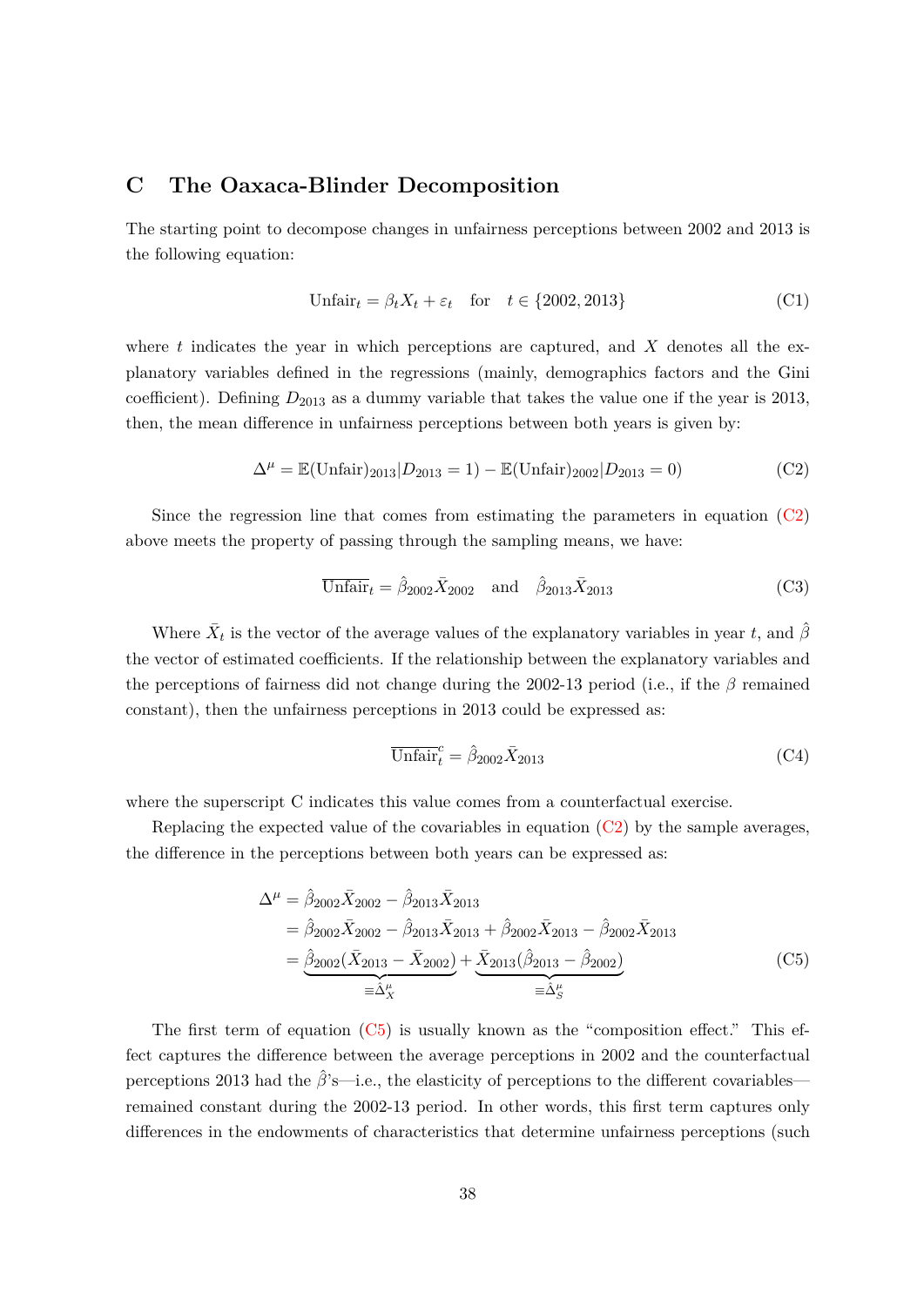# C The Oaxaca-Blinder Decomposition

The starting point to decompose changes in unfairness perceptions between 2002 and 2013 is the following equation:

$$\text{Unfair}_t = \beta_t X_t + \varepsilon_t \quad \text{for} \quad t \in \{2002, 2013\} \tag{C1}$$

where $t$ indicates the year in which perceptions are captured, and $X$ denotes all the explanatory variables defined in the regressions (mainly, demographics factors and the Gini coefficient). Defining $D_{2013}$ as a dummy variable that takes the value one if the year is 2013, then, the mean difference in unfairness perceptions between both years is given by:

$$\Delta^{\mu} = \mathbb{E}(\text{Unfair})_{2013} | D_{2013} = 1) - \mathbb{E}(\text{Unfair})_{2002} | D_{2013} = 0) \tag{C2}$$

Since the regression line that comes from estimating the parameters in equation (C2) above meets the property of passing through the sampling means, we have:

$$\overline{\text{Unfair}}_t = \hat{\beta}_{2002} \bar{X}_{2002} \quad \text{and} \quad \hat{\beta}_{2013} \bar{X}_{2013} \tag{C3}$$

Where $\bar{X}_t$ is the vector of the average values of the explanatory variables in year $t$, and $\hat{\beta}$ the vector of estimated coefficients. If the relationship between the explanatory variables and the perceptions of fairness did not change during the 2002-13 period (i.e., if the $\beta$ remained constant), then the unfairness perceptions in 2013 could be expressed as:

$$\overline{\text{Unfair}}_t^c = \hat{\beta}_{2002} \bar{X}_{2013} \tag{C4}$$

where the superscript C indicates this value comes from a counterfactual exercise.

Replacing the expected value of the covariables in equation (C2) by the sample averages, the difference in the perceptions between both years can be expressed as:

$$\begin{aligned}
\Delta^{\mu} &= \hat{\beta}_{2002} \bar{X}_{2002} - \hat{\beta}_{2013} \bar{X}_{2013} \\
&= \hat{\beta}_{2002} \bar{X}_{2002} - \hat{\beta}_{2013} \bar{X}_{2013} + \hat{\beta}_{2002} \bar{X}_{2013} - \hat{\beta}_{2002} \bar{X}_{2013} \\
&= \underbrace{\hat{\beta}_{2002} (\bar{X}_{2013} - \bar{X}_{2002})}_{\equiv \hat{\Delta}_X^{\mu}} + \underbrace{\bar{X}_{2013} (\hat{\beta}_{2013} - \hat{\beta}_{2002})}_{\equiv \hat{\Delta}_S^{\mu}}
\end{aligned} \tag{C5}$$

The first term of equation (C5) is usually known as the "composition effect." This effect captures the difference between the average perceptions in 2002 and the counterfactual perceptions 2013 had the $\hat{\beta}$'s—i.e., the elasticity of perceptions to the different covariables—remained constant during the 2002-13 period. In other words, this first term captures only differences in the endowments of characteristics that determine unfairness perceptions (such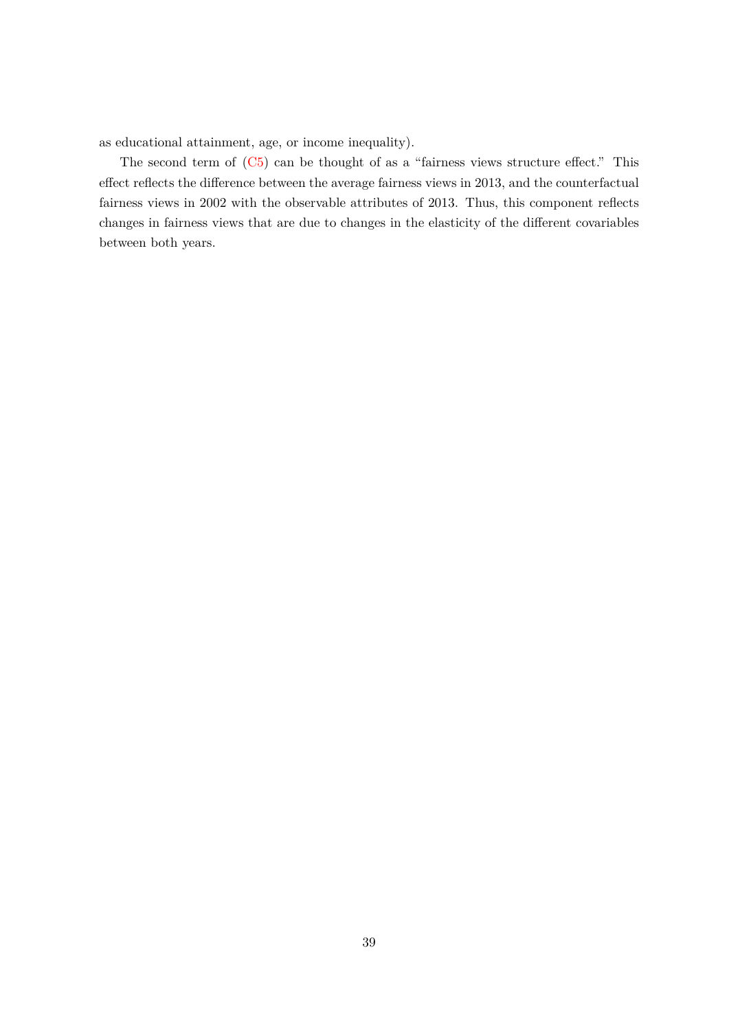as educational attainment, age, or income inequality).

The second term of (C5) can be thought of as a "fairness views structure effect." This effect reflects the difference between the average fairness views in 2013, and the counterfactual fairness views in 2002 with the observable attributes of 2013. Thus, this component reflects changes in fairness views that are due to changes in the elasticity of the different covariables between both years.